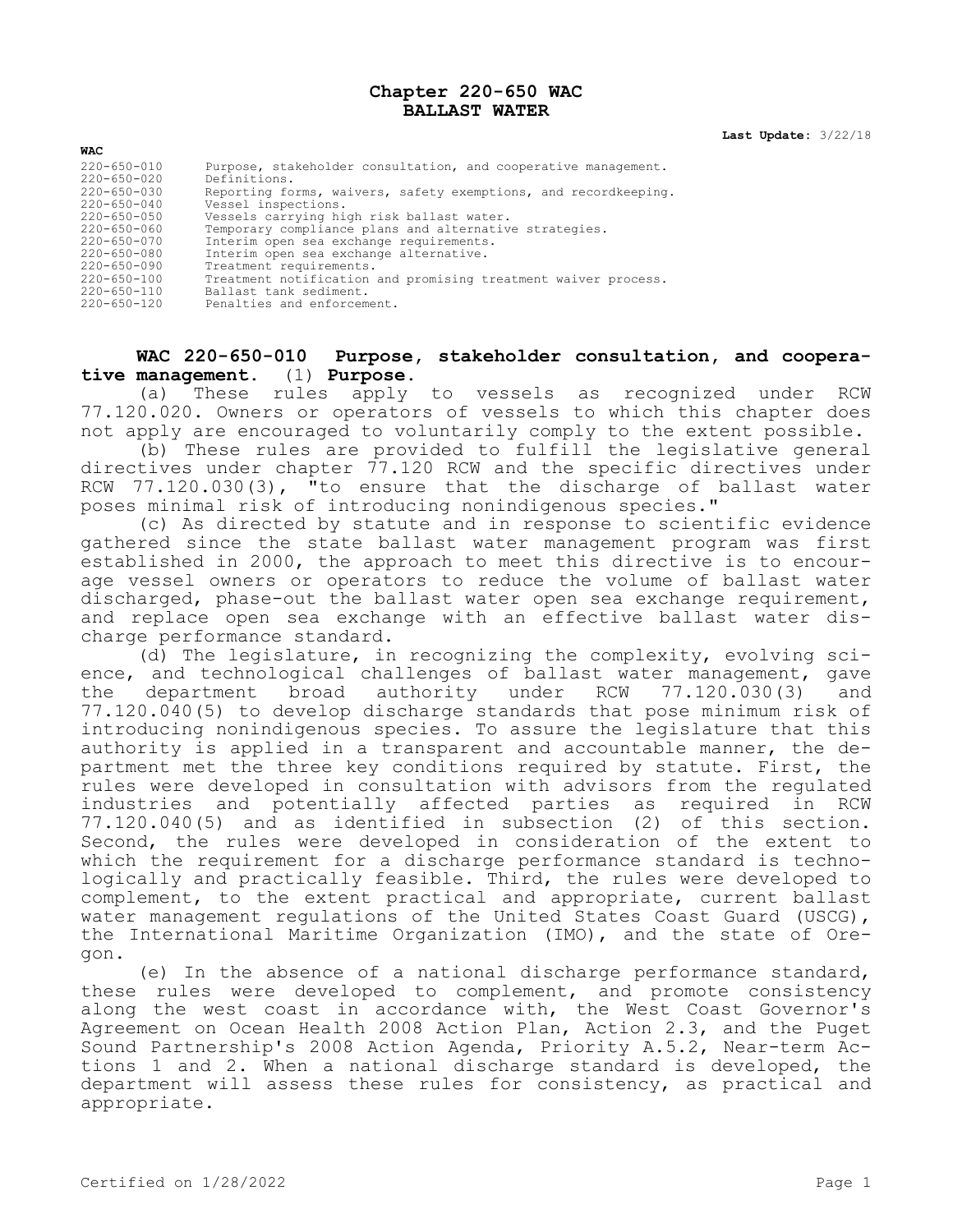# Chapter 220-650 WAC
# BALLAST WATER

**Last Update:** 3/22/18

**WAC**

| | |
|---|---|
| 220-650-010 | Purpose, stakeholder consultation, and cooperative management. |
| 220-650-020 | Definitions. |
| 220-650-030 | Reporting forms, waivers, safety exemptions, and recordkeeping. |
| 220-650-040 | Vessel inspections. |
| 220-650-050 | Vessels carrying high risk ballast water. |
| 220-650-060 | Temporary compliance plans and alternative strategies. |
| 220-650-070 | Interim open sea exchange requirements. |
| 220-650-080 | Interim open sea exchange alternative. |
| 220-650-090 | Treatment requirements. |
| 220-650-100 | Treatment notification and promising treatment waiver process. |
| 220-650-110 | Ballast tank sediment. |
| 220-650-120 | Penalties and enforcement. |

**WAC 220-650-010 Purpose, stakeholder consultation, and cooperative management.** (1) **Purpose.**

(a) These rules apply to vessels as recognized under RCW 77.120.020. Owners or operators of vessels to which this chapter does not apply are encouraged to voluntarily comply to the extent possible.

(b) These rules are provided to fulfill the legislative general directives under chapter 77.120 RCW and the specific directives under RCW 77.120.030(3), "to ensure that the discharge of ballast water poses minimal risk of introducing nonindigenous species."

(c) As directed by statute and in response to scientific evidence gathered since the state ballast water management program was first established in 2000, the approach to meet this directive is to encourage vessel owners or operators to reduce the volume of ballast water discharged, phase-out the ballast water open sea exchange requirement, and replace open sea exchange with an effective ballast water discharge performance standard.

(d) The legislature, in recognizing the complexity, evolving science, and technological challenges of ballast water management, gave the department broad authority under RCW 77.120.030(3) and 77.120.040(5) to develop discharge standards that pose minimum risk of introducing nonindigenous species. To assure the legislature that this authority is applied in a transparent and accountable manner, the department met the three key conditions required by statute. First, the rules were developed in consultation with advisors from the regulated industries and potentially affected parties as required in RCW 77.120.040(5) and as identified in subsection (2) of this section. Second, the rules were developed in consideration of the extent to which the requirement for a discharge performance standard is technologically and practically feasible. Third, the rules were developed to complement, to the extent practical and appropriate, current ballast water management regulations of the United States Coast Guard (USCG), the International Maritime Organization (IMO), and the state of Oregon.

(e) In the absence of a national discharge performance standard, these rules were developed to complement, and promote consistency along the west coast in accordance with, the West Coast Governor's Agreement on Ocean Health 2008 Action Plan, Action 2.3, and the Puget Sound Partnership's 2008 Action Agenda, Priority A.5.2, Near-term Actions 1 and 2. When a national discharge standard is developed, the department will assess these rules for consistency, as practical and appropriate.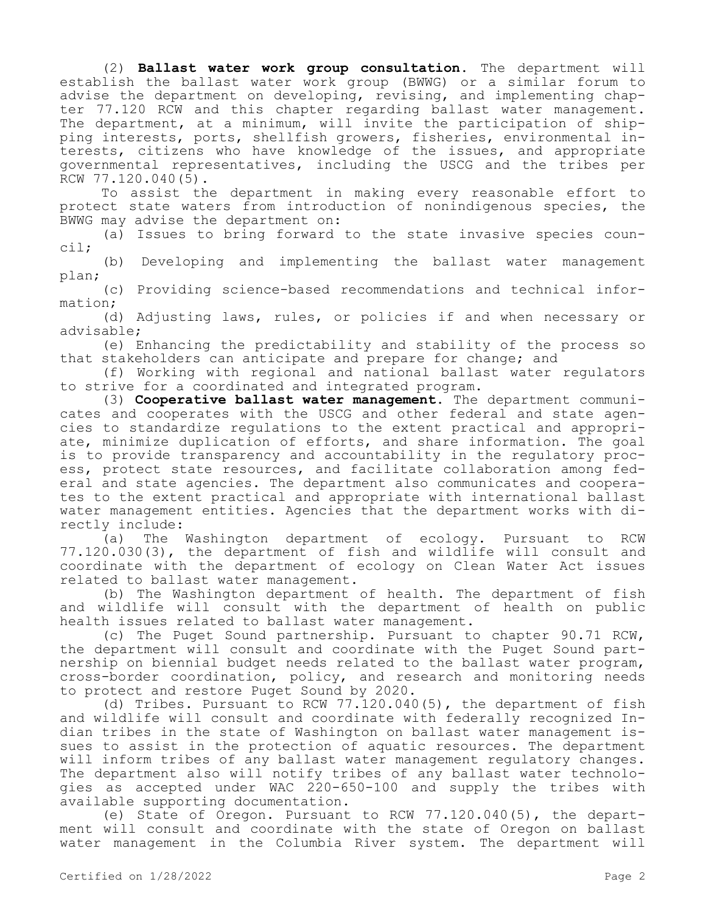(2) **Ballast water work group consultation.** The department will establish the ballast water work group (BWWG) or a similar forum to advise the department on developing, revising, and implementing chapter 77.120 RCW and this chapter regarding ballast water management. The department, at a minimum, will invite the participation of shipping interests, ports, shellfish growers, fisheries, environmental interests, citizens who have knowledge of the issues, and appropriate governmental representatives, including the USCG and the tribes per RCW 77.120.040(5).

To assist the department in making every reasonable effort to protect state waters from introduction of nonindigenous species, the BWWG may advise the department on:

(a) Issues to bring forward to the state invasive species council;

(b) Developing and implementing the ballast water management plan;

(c) Providing science-based recommendations and technical information;

(d) Adjusting laws, rules, or policies if and when necessary or advisable;

(e) Enhancing the predictability and stability of the process so that stakeholders can anticipate and prepare for change; and

(f) Working with regional and national ballast water regulators to strive for a coordinated and integrated program.

(3) **Cooperative ballast water management.** The department communicates and cooperates with the USCG and other federal and state agencies to standardize regulations to the extent practical and appropriate, minimize duplication of efforts, and share information. The goal is to provide transparency and accountability in the regulatory process, protect state resources, and facilitate collaboration among federal and state agencies. The department also communicates and cooperates to the extent practical and appropriate with international ballast water management entities. Agencies that the department works with directly include:

(a) The Washington department of ecology. Pursuant to RCW 77.120.030(3), the department of fish and wildlife will consult and coordinate with the department of ecology on Clean Water Act issues related to ballast water management.

(b) The Washington department of health. The department of fish and wildlife will consult with the department of health on public health issues related to ballast water management.

(c) The Puget Sound partnership. Pursuant to chapter 90.71 RCW, the department will consult and coordinate with the Puget Sound partnership on biennial budget needs related to the ballast water program, cross-border coordination, policy, and research and monitoring needs to protect and restore Puget Sound by 2020.

(d) Tribes. Pursuant to RCW 77.120.040(5), the department of fish and wildlife will consult and coordinate with federally recognized Indian tribes in the state of Washington on ballast water management issues to assist in the protection of aquatic resources. The department will inform tribes of any ballast water management regulatory changes. The department also will notify tribes of any ballast water technologies as accepted under WAC 220-650-100 and supply the tribes with available supporting documentation.

(e) State of Oregon. Pursuant to RCW 77.120.040(5), the department will consult and coordinate with the state of Oregon on ballast water management in the Columbia River system. The department will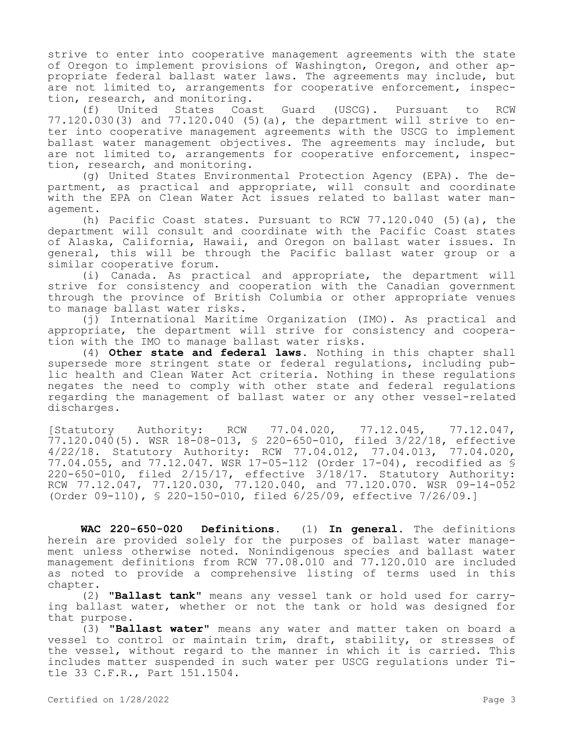strive to enter into cooperative management agreements with the state of Oregon to implement provisions of Washington, Oregon, and other appropriate federal ballast water laws. The agreements may include, but are not limited to, arrangements for cooperative enforcement, inspection, research, and monitoring.

(f) United States Coast Guard (USCG). Pursuant to RCW 77.120.030(3) and 77.120.040 (5)(a), the department will strive to enter into cooperative management agreements with the USCG to implement ballast water management objectives. The agreements may include, but are not limited to, arrangements for cooperative enforcement, inspection, research, and monitoring.

(g) United States Environmental Protection Agency (EPA). The department, as practical and appropriate, will consult and coordinate with the EPA on Clean Water Act issues related to ballast water management.

(h) Pacific Coast states. Pursuant to RCW 77.120.040 (5)(a), the department will consult and coordinate with the Pacific Coast states of Alaska, California, Hawaii, and Oregon on ballast water issues. In general, this will be through the Pacific ballast water group or a similar cooperative forum.

(i) Canada. As practical and appropriate, the department will strive for consistency and cooperation with the Canadian government through the province of British Columbia or other appropriate venues to manage ballast water risks.

(j) International Maritime Organization (IMO). As practical and appropriate, the department will strive for consistency and cooperation with the IMO to manage ballast water risks.

(4) **Other state and federal laws.** Nothing in this chapter shall supersede more stringent state or federal regulations, including public health and Clean Water Act criteria. Nothing in these regulations negates the need to comply with other state and federal regulations regarding the management of ballast water or any other vessel-related discharges.

[Statutory Authority: RCW 77.04.020, 77.12.045, 77.12.047, 77.120.040(5). WSR 18-08-013, § 220-650-010, filed 3/22/18, effective 4/22/18. Statutory Authority: RCW 77.04.012, 77.04.013, 77.04.020, 77.04.055, and 77.12.047. WSR 17-05-112 (Order 17-04), recodified as § 220-650-010, filed 2/15/17, effective 3/18/17. Statutory Authority: RCW 77.12.047, 77.120.030, 77.120.040, and 77.120.070. WSR 09-14-052 (Order 09-110), § 220-150-010, filed 6/25/09, effective 7/26/09.]

**WAC 220-650-020 Definitions.** (1) **In general.** The definitions herein are provided solely for the purposes of ballast water management unless otherwise noted. Nonindigenous species and ballast water management definitions from RCW 77.08.010 and 77.120.010 are included as noted to provide a comprehensive listing of terms used in this chapter.

(2) **"Ballast tank"** means any vessel tank or hold used for carrying ballast water, whether or not the tank or hold was designed for that purpose.

(3) **"Ballast water"** means any water and matter taken on board a vessel to control or maintain trim, draft, stability, or stresses of the vessel, without regard to the manner in which it is carried. This includes matter suspended in such water per USCG regulations under Title 33 C.F.R., Part 151.1504.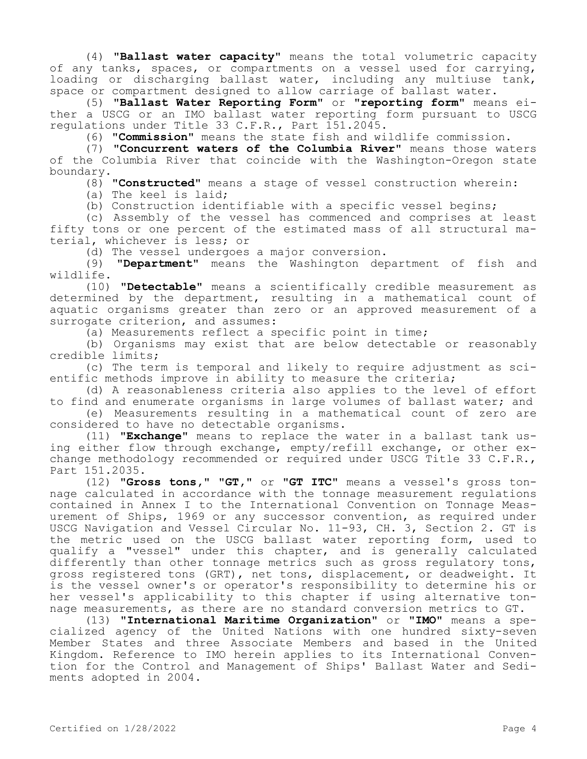(4) **"Ballast water capacity"** means the total volumetric capacity of any tanks, spaces, or compartments on a vessel used for carrying, loading or discharging ballast water, including any multiuse tank, space or compartment designed to allow carriage of ballast water.

(5) **"Ballast Water Reporting Form"** or **"reporting form"** means either a USCG or an IMO ballast water reporting form pursuant to USCG regulations under Title 33 C.F.R., Part 151.2045.

(6) **"Commission"** means the state fish and wildlife commission.

(7) **"Concurrent waters of the Columbia River"** means those waters of the Columbia River that coincide with the Washington-Oregon state boundary.

(8) **"Constructed"** means a stage of vessel construction wherein:

(a) The keel is laid;

(b) Construction identifiable with a specific vessel begins;

(c) Assembly of the vessel has commenced and comprises at least fifty tons or one percent of the estimated mass of all structural material, whichever is less; or

(d) The vessel undergoes a major conversion.

(9) **"Department"** means the Washington department of fish and wildlife.

(10) **"Detectable"** means a scientifically credible measurement as determined by the department, resulting in a mathematical count of aquatic organisms greater than zero or an approved measurement of a surrogate criterion, and assumes:

(a) Measurements reflect a specific point in time;

(b) Organisms may exist that are below detectable or reasonably credible limits;

(c) The term is temporal and likely to require adjustment as scientific methods improve in ability to measure the criteria;

(d) A reasonableness criteria also applies to the level of effort to find and enumerate organisms in large volumes of ballast water; and

(e) Measurements resulting in a mathematical count of zero are considered to have no detectable organisms.

(11) **"Exchange"** means to replace the water in a ballast tank using either flow through exchange, empty/refill exchange, or other exchange methodology recommended or required under USCG Title 33 C.F.R., Part 151.2035.

(12) **"Gross tons," "GT,"** or **"GT ITC"** means a vessel's gross tonnage calculated in accordance with the tonnage measurement regulations contained in Annex I to the International Convention on Tonnage Measurement of Ships, 1969 or any successor convention, as required under USCG Navigation and Vessel Circular No. 11-93, CH. 3, Section 2. GT is the metric used on the USCG ballast water reporting form, used to qualify a "vessel" under this chapter, and is generally calculated differently than other tonnage metrics such as gross regulatory tons, gross registered tons (GRT), net tons, displacement, or deadweight. It is the vessel owner's or operator's responsibility to determine his or her vessel's applicability to this chapter if using alternative tonnage measurements, as there are no standard conversion metrics to GT.

(13) **"International Maritime Organization"** or **"IMO"** means a specialized agency of the United Nations with one hundred sixty-seven Member States and three Associate Members and based in the United Kingdom. Reference to IMO herein applies to its International Convention for the Control and Management of Ships' Ballast Water and Sediments adopted in 2004.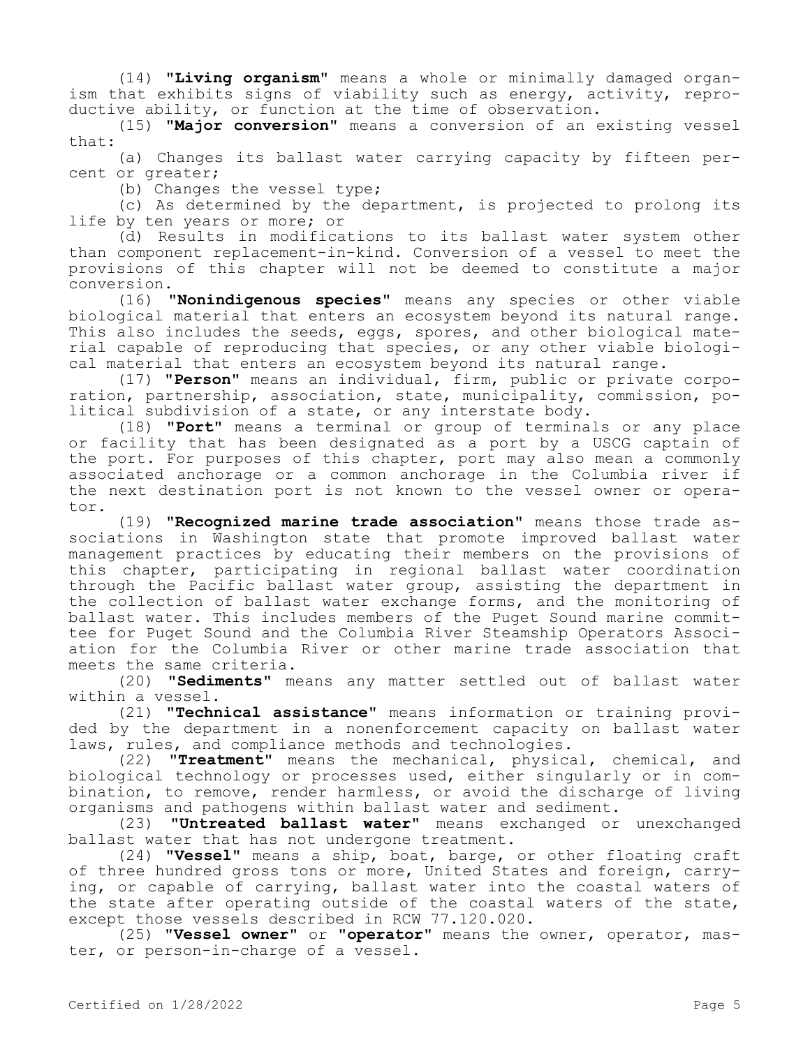(14) "**Living organism**" means a whole or minimally damaged organism that exhibits signs of viability such as energy, activity, reproductive ability, or function at the time of observation.

(15) "**Major conversion**" means a conversion of an existing vessel that:

(a) Changes its ballast water carrying capacity by fifteen percent or greater;

(b) Changes the vessel type;

(c) As determined by the department, is projected to prolong its life by ten years or more; or

(d) Results in modifications to its ballast water system other than component replacement-in-kind. Conversion of a vessel to meet the provisions of this chapter will not be deemed to constitute a major conversion.

(16) "**Nonindigenous species**" means any species or other viable biological material that enters an ecosystem beyond its natural range. This also includes the seeds, eggs, spores, and other biological material capable of reproducing that species, or any other viable biological material that enters an ecosystem beyond its natural range.

(17) "**Person**" means an individual, firm, public or private corporation, partnership, association, state, municipality, commission, political subdivision of a state, or any interstate body.

(18) "**Port**" means a terminal or group of terminals or any place or facility that has been designated as a port by a USCG captain of the port. For purposes of this chapter, port may also mean a commonly associated anchorage or a common anchorage in the Columbia river if the next destination port is not known to the vessel owner or operator.

(19) "**Recognized marine trade association**" means those trade associations in Washington state that promote improved ballast water management practices by educating their members on the provisions of this chapter, participating in regional ballast water coordination through the Pacific ballast water group, assisting the department in the collection of ballast water exchange forms, and the monitoring of ballast water. This includes members of the Puget Sound marine committee for Puget Sound and the Columbia River Steamship Operators Association for the Columbia River or other marine trade association that meets the same criteria.

(20) "**Sediments**" means any matter settled out of ballast water within a vessel.

(21) "**Technical assistance**" means information or training provided by the department in a nonenforcement capacity on ballast water laws, rules, and compliance methods and technologies.

(22) "**Treatment**" means the mechanical, physical, chemical, and biological technology or processes used, either singularly or in combination, to remove, render harmless, or avoid the discharge of living organisms and pathogens within ballast water and sediment.

(23) "**Untreated ballast water**" means exchanged or unexchanged ballast water that has not undergone treatment.

(24) "**Vessel**" means a ship, boat, barge, or other floating craft of three hundred gross tons or more, United States and foreign, carrying, or capable of carrying, ballast water into the coastal waters of the state after operating outside of the coastal waters of the state, except those vessels described in RCW 77.120.020.

(25) "**Vessel owner**" or "**operator**" means the owner, operator, master, or person-in-charge of a vessel.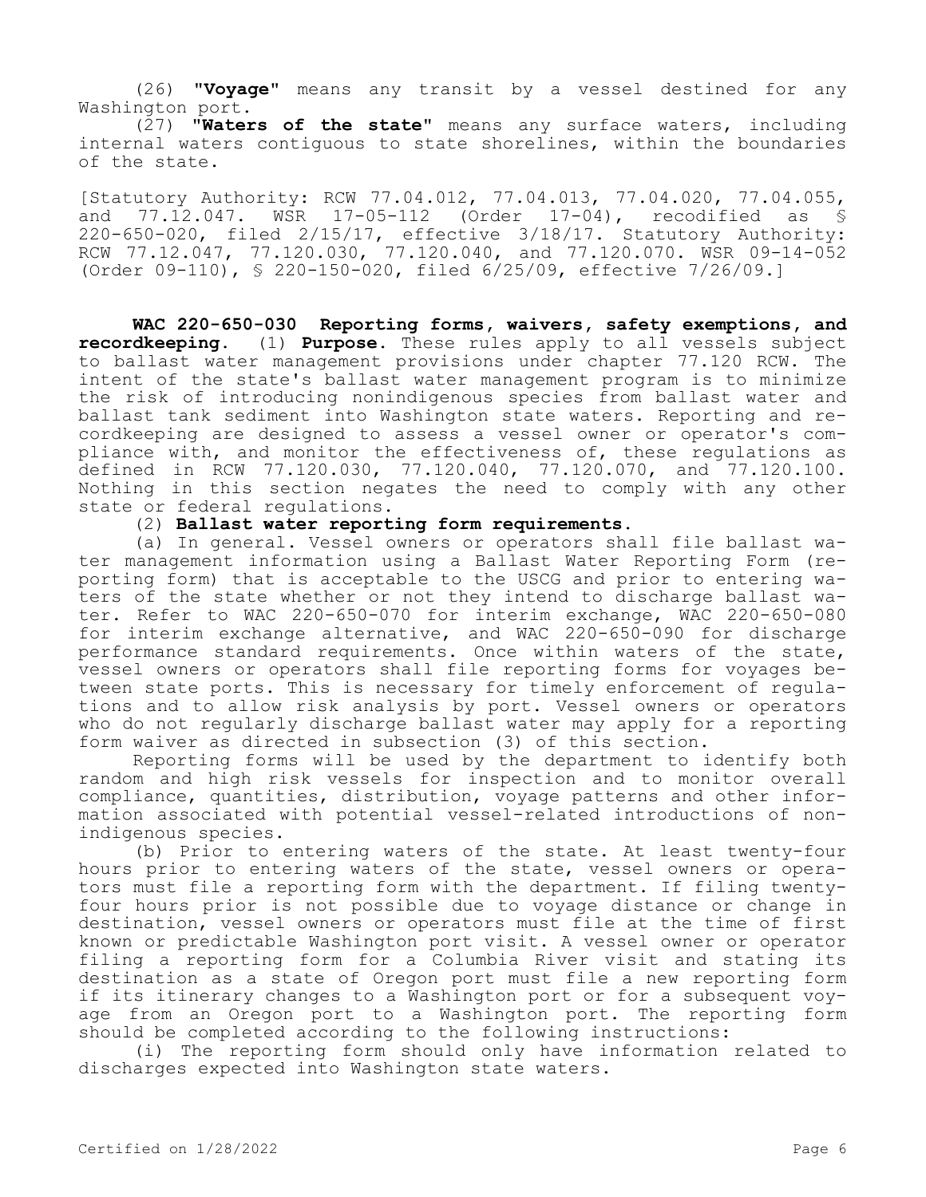(26) **"Voyage"** means any transit by a vessel destined for any Washington port.

(27) **"Waters of the state"** means any surface waters, including internal waters contiguous to state shorelines, within the boundaries of the state.

[Statutory Authority: RCW 77.04.012, 77.04.013, 77.04.020, 77.04.055, and 77.12.047. WSR 17-05-112 (Order 17-04), recodified as § 220-650-020, filed 2/15/17, effective 3/18/17. Statutory Authority: RCW 77.12.047, 77.120.030, 77.120.040, and 77.120.070. WSR 09-14-052 (Order 09-110), § 220-150-020, filed 6/25/09, effective 7/26/09.]

**WAC 220-650-030 Reporting forms, waivers, safety exemptions, and recordkeeping.** (1) **Purpose.** These rules apply to all vessels subject to ballast water management provisions under chapter 77.120 RCW. The intent of the state's ballast water management program is to minimize the risk of introducing nonindigenous species from ballast water and ballast tank sediment into Washington state waters. Reporting and recordkeeping are designed to assess a vessel owner or operator's compliance with, and monitor the effectiveness of, these regulations as defined in RCW 77.120.030, 77.120.040, 77.120.070, and 77.120.100. Nothing in this section negates the need to comply with any other state or federal regulations.

(2) **Ballast water reporting form requirements.**

(a) In general. Vessel owners or operators shall file ballast water management information using a Ballast Water Reporting Form (reporting form) that is acceptable to the USCG and prior to entering waters of the state whether or not they intend to discharge ballast water. Refer to WAC 220-650-070 for interim exchange, WAC 220-650-080 for interim exchange alternative, and WAC 220-650-090 for discharge performance standard requirements. Once within waters of the state, vessel owners or operators shall file reporting forms for voyages between state ports. This is necessary for timely enforcement of regulations and to allow risk analysis by port. Vessel owners or operators who do not regularly discharge ballast water may apply for a reporting form waiver as directed in subsection (3) of this section.

Reporting forms will be used by the department to identify both random and high risk vessels for inspection and to monitor overall compliance, quantities, distribution, voyage patterns and other information associated with potential vessel-related introductions of nonindigenous species.

(b) Prior to entering waters of the state. At least twenty-four hours prior to entering waters of the state, vessel owners or operators must file a reporting form with the department. If filing twenty-four hours prior is not possible due to voyage distance or change in destination, vessel owners or operators must file at the time of first known or predictable Washington port visit. A vessel owner or operator filing a reporting form for a Columbia River visit and stating its destination as a state of Oregon port must file a new reporting form if its itinerary changes to a Washington port or for a subsequent voyage from an Oregon port to a Washington port. The reporting form should be completed according to the following instructions:

(i) The reporting form should only have information related to discharges expected into Washington state waters.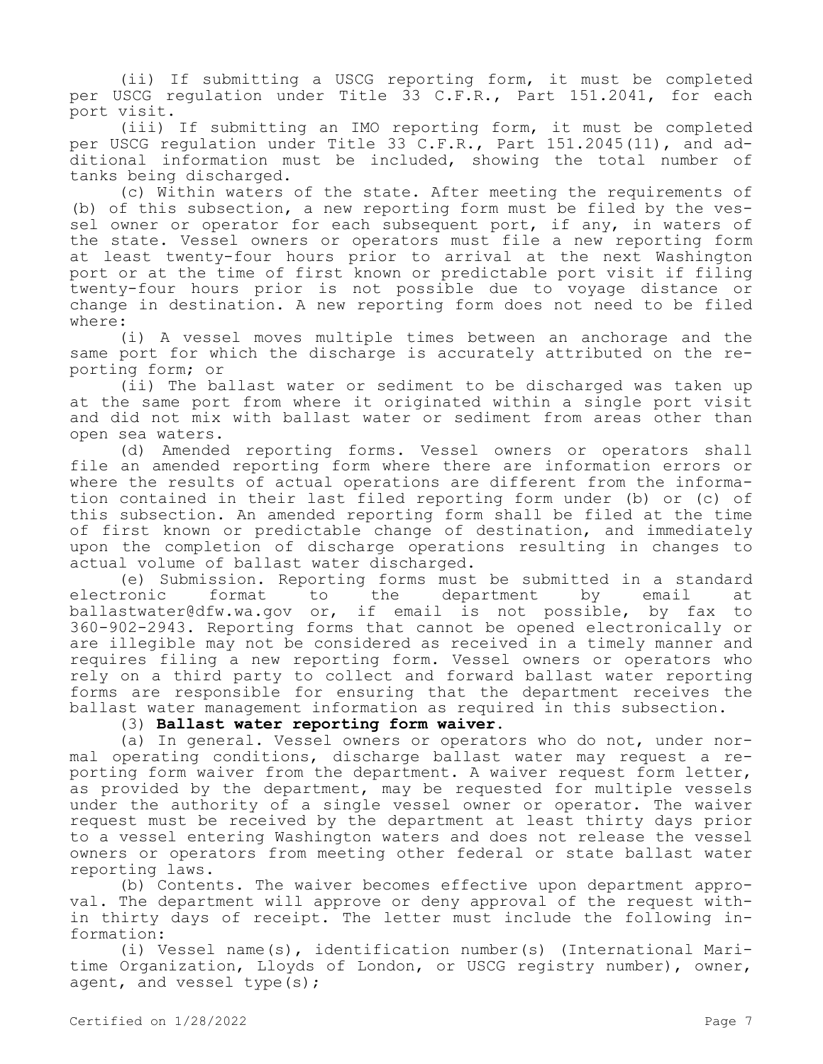(ii) If submitting a USCG reporting form, it must be completed per USCG regulation under Title 33 C.F.R., Part 151.2041, for each port visit.

(iii) If submitting an IMO reporting form, it must be completed per USCG regulation under Title 33 C.F.R., Part 151.2045(11), and additional information must be included, showing the total number of tanks being discharged.

(c) Within waters of the state. After meeting the requirements of (b) of this subsection, a new reporting form must be filed by the vessel owner or operator for each subsequent port, if any, in waters of the state. Vessel owners or operators must file a new reporting form at least twenty-four hours prior to arrival at the next Washington port or at the time of first known or predictable port visit if filing twenty-four hours prior is not possible due to voyage distance or change in destination. A new reporting form does not need to be filed where:

(i) A vessel moves multiple times between an anchorage and the same port for which the discharge is accurately attributed on the reporting form; or

(ii) The ballast water or sediment to be discharged was taken up at the same port from where it originated within a single port visit and did not mix with ballast water or sediment from areas other than open sea waters.

(d) Amended reporting forms. Vessel owners or operators shall file an amended reporting form where there are information errors or where the results of actual operations are different from the information contained in their last filed reporting form under (b) or (c) of this subsection. An amended reporting form shall be filed at the time of first known or predictable change of destination, and immediately upon the completion of discharge operations resulting in changes to actual volume of ballast water discharged.

(e) Submission. Reporting forms must be submitted in a standard electronic format to the department by email at ballastwater@dfw.wa.gov or, if email is not possible, by fax to 360-902-2943. Reporting forms that cannot be opened electronically or are illegible may not be considered as received in a timely manner and requires filing a new reporting form. Vessel owners or operators who rely on a third party to collect and forward ballast water reporting forms are responsible for ensuring that the department receives the ballast water management information as required in this subsection.

(3) **Ballast water reporting form waiver.**

(a) In general. Vessel owners or operators who do not, under normal operating conditions, discharge ballast water may request a reporting form waiver from the department. A waiver request form letter, as provided by the department, may be requested for multiple vessels under the authority of a single vessel owner or operator. The waiver request must be received by the department at least thirty days prior to a vessel entering Washington waters and does not release the vessel owners or operators from meeting other federal or state ballast water reporting laws.

(b) Contents. The waiver becomes effective upon department approval. The department will approve or deny approval of the request within thirty days of receipt. The letter must include the following information:

(i) Vessel name(s), identification number(s) (International Maritime Organization, Lloyds of London, or USCG registry number), owner, agent, and vessel type(s);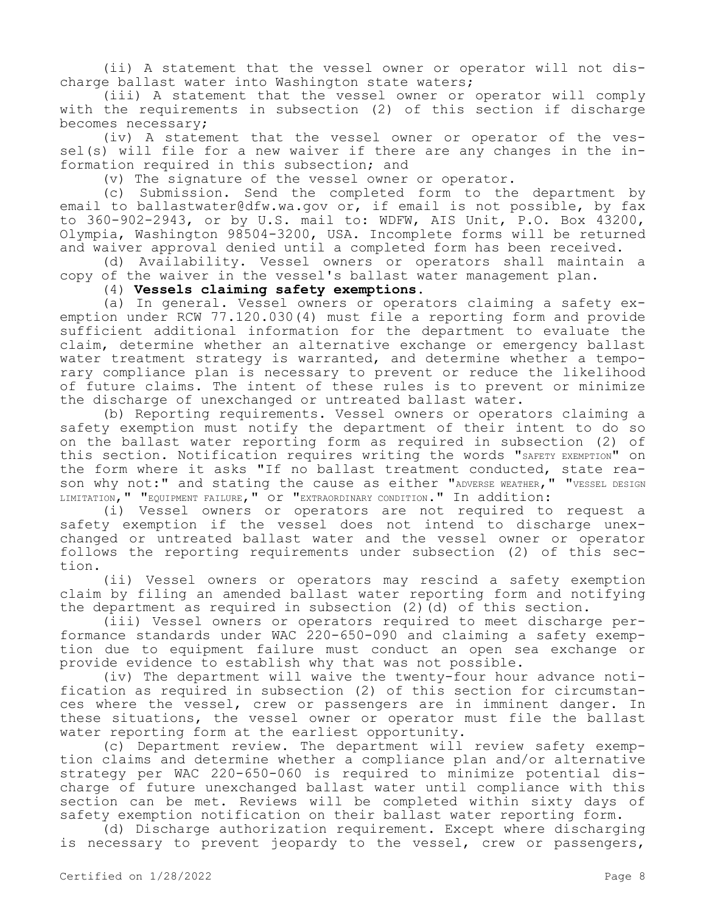(ii) A statement that the vessel owner or operator will not discharge ballast water into Washington state waters;

(iii) A statement that the vessel owner or operator will comply with the requirements in subsection (2) of this section if discharge becomes necessary;

(iv) A statement that the vessel owner or operator of the vessel(s) will file for a new waiver if there are any changes in the information required in this subsection; and

(v) The signature of the vessel owner or operator.

(c) Submission. Send the completed form to the department by email to ballastwater@dfw.wa.gov or, if email is not possible, by fax to 360-902-2943, or by U.S. mail to: WDFW, AIS Unit, P.O. Box 43200, Olympia, Washington 98504-3200, USA. Incomplete forms will be returned and waiver approval denied until a completed form has been received.

(d) Availability. Vessel owners or operators shall maintain a copy of the waiver in the vessel's ballast water management plan.

(4) **Vessels claiming safety exemptions.**

(a) In general. Vessel owners or operators claiming a safety exemption under RCW 77.120.030(4) must file a reporting form and provide sufficient additional information for the department to evaluate the claim, determine whether an alternative exchange or emergency ballast water treatment strategy is warranted, and determine whether a temporary compliance plan is necessary to prevent or reduce the likelihood of future claims. The intent of these rules is to prevent or minimize the discharge of unexchanged or untreated ballast water.

(b) Reporting requirements. Vessel owners or operators claiming a safety exemption must notify the department of their intent to do so on the ballast water reporting form as required in subsection (2) of this section. Notification requires writing the words "SAFETY EXEMPTION" on the form where it asks "If no ballast treatment conducted, state reason why not:" and stating the cause as either "ADVERSE WEATHER," "VESSEL DESIGN LIMITATION," "EQUIPMENT FAILURE," or "EXTRAORDINARY CONDITION." In addition:

(i) Vessel owners or operators are not required to request a safety exemption if the vessel does not intend to discharge unexchanged or untreated ballast water and the vessel owner or operator follows the reporting requirements under subsection (2) of this section.

(ii) Vessel owners or operators may rescind a safety exemption claim by filing an amended ballast water reporting form and notifying the department as required in subsection (2)(d) of this section.

(iii) Vessel owners or operators required to meet discharge performance standards under WAC 220-650-090 and claiming a safety exemption due to equipment failure must conduct an open sea exchange or provide evidence to establish why that was not possible.

(iv) The department will waive the twenty-four hour advance notification as required in subsection (2) of this section for circumstances where the vessel, crew or passengers are in imminent danger. In these situations, the vessel owner or operator must file the ballast water reporting form at the earliest opportunity.

(c) Department review. The department will review safety exemption claims and determine whether a compliance plan and/or alternative strategy per WAC 220-650-060 is required to minimize potential discharge of future unexchanged ballast water until compliance with this section can be met. Reviews will be completed within sixty days of safety exemption notification on their ballast water reporting form.

(d) Discharge authorization requirement. Except where discharging is necessary to prevent jeopardy to the vessel, crew or passengers,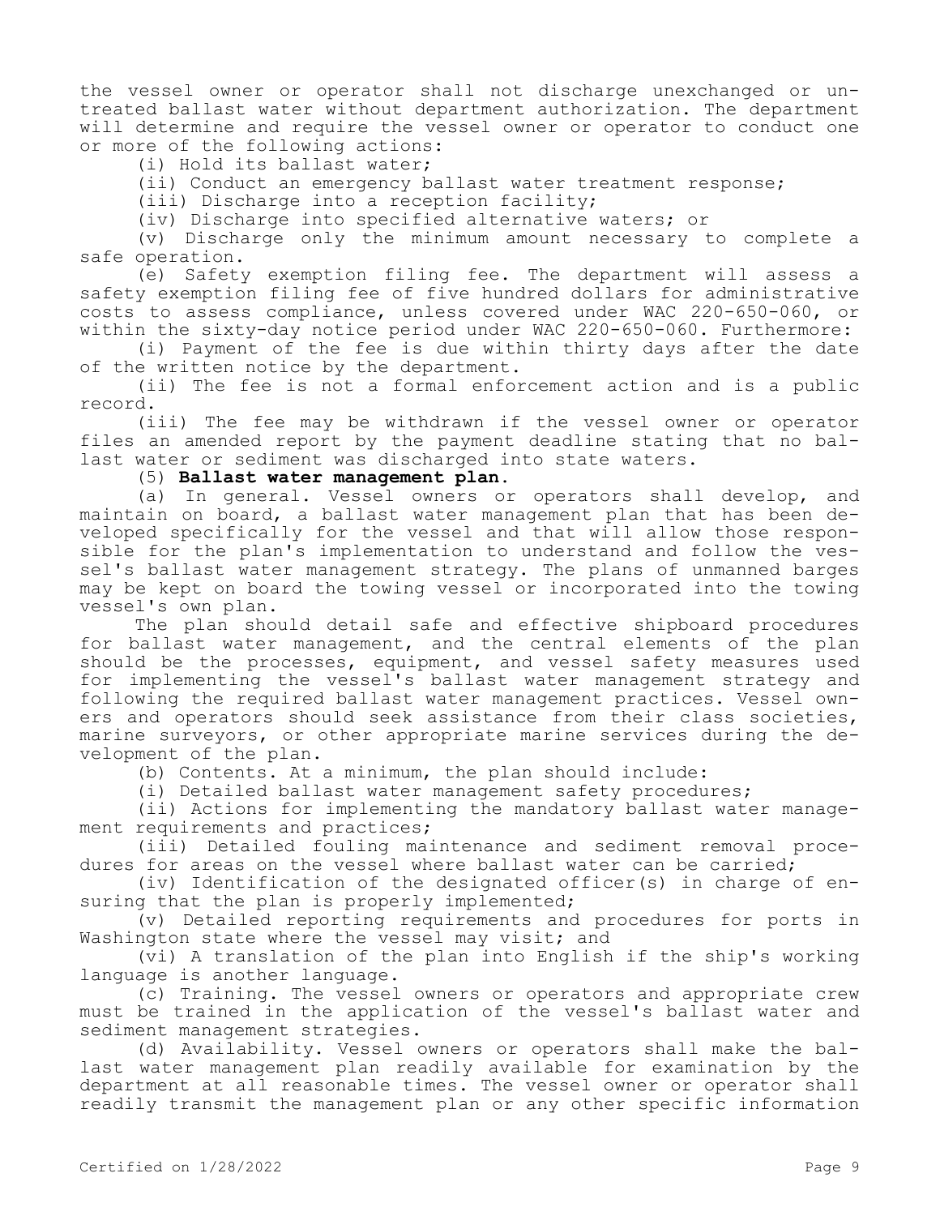the vessel owner or operator shall not discharge unexchanged or untreated ballast water without department authorization. The department will determine and require the vessel owner or operator to conduct one or more of the following actions:

(i) Hold its ballast water;

(ii) Conduct an emergency ballast water treatment response;

(iii) Discharge into a reception facility;

(iv) Discharge into specified alternative waters; or

(v) Discharge only the minimum amount necessary to complete a safe operation.

(e) Safety exemption filing fee. The department will assess a safety exemption filing fee of five hundred dollars for administrative costs to assess compliance, unless covered under WAC 220-650-060, or within the sixty-day notice period under WAC 220-650-060. Furthermore:

(i) Payment of the fee is due within thirty days after the date of the written notice by the department.

(ii) The fee is not a formal enforcement action and is a public record.

(iii) The fee may be withdrawn if the vessel owner or operator files an amended report by the payment deadline stating that no ballast water or sediment was discharged into state waters.

(5) **Ballast water management plan.**

(a) In general. Vessel owners or operators shall develop, and maintain on board, a ballast water management plan that has been developed specifically for the vessel and that will allow those responsible for the plan's implementation to understand and follow the vessel's ballast water management strategy. The plans of unmanned barges may be kept on board the towing vessel or incorporated into the towing vessel's own plan.

The plan should detail safe and effective shipboard procedures for ballast water management, and the central elements of the plan should be the processes, equipment, and vessel safety measures used for implementing the vessel's ballast water management strategy and following the required ballast water management practices. Vessel owners and operators should seek assistance from their class societies, marine surveyors, or other appropriate marine services during the development of the plan.

(b) Contents. At a minimum, the plan should include:

(i) Detailed ballast water management safety procedures;

(ii) Actions for implementing the mandatory ballast water management requirements and practices;

(iii) Detailed fouling maintenance and sediment removal procedures for areas on the vessel where ballast water can be carried;

(iv) Identification of the designated officer(s) in charge of ensuring that the plan is properly implemented;

(v) Detailed reporting requirements and procedures for ports in Washington state where the vessel may visit; and

(vi) A translation of the plan into English if the ship's working language is another language.

(c) Training. The vessel owners or operators and appropriate crew must be trained in the application of the vessel's ballast water and sediment management strategies.

(d) Availability. Vessel owners or operators shall make the ballast water management plan readily available for examination by the department at all reasonable times. The vessel owner or operator shall readily transmit the management plan or any other specific information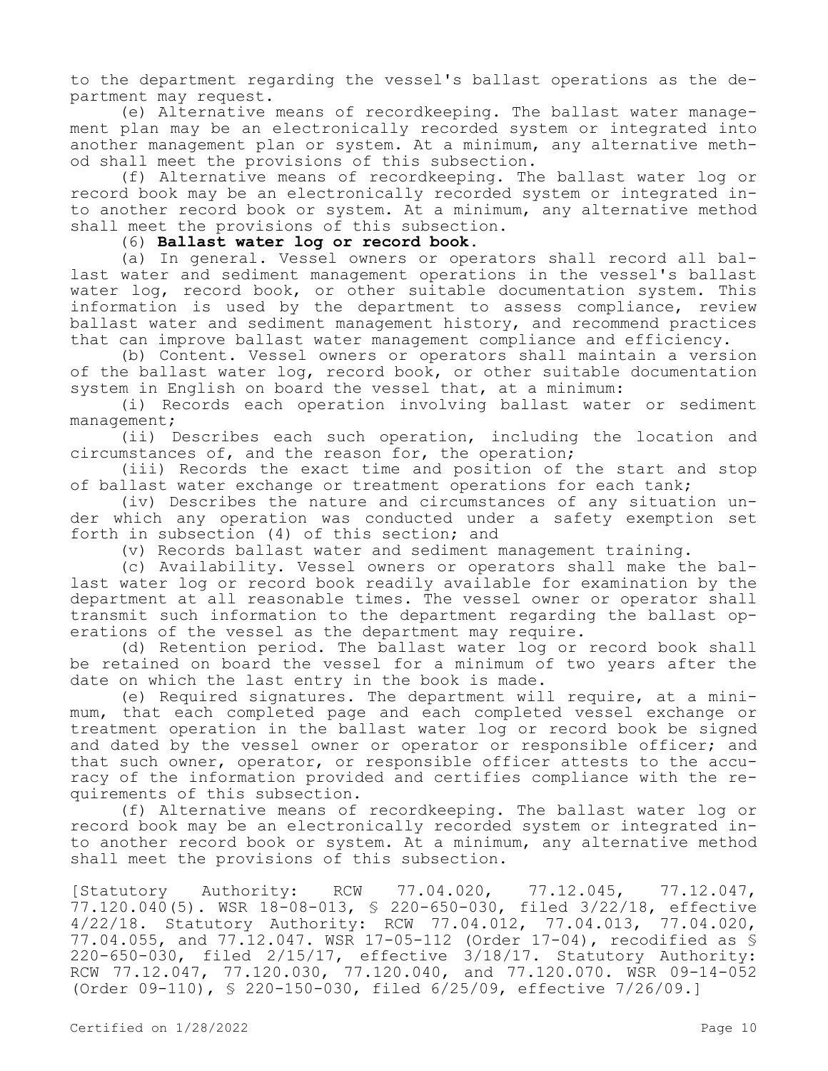to the department regarding the vessel's ballast operations as the department may request.

(e) Alternative means of recordkeeping. The ballast water management plan may be an electronically recorded system or integrated into another management plan or system. At a minimum, any alternative method shall meet the provisions of this subsection.

(f) Alternative means of recordkeeping. The ballast water log or record book may be an electronically recorded system or integrated into another record book or system. At a minimum, any alternative method shall meet the provisions of this subsection.

(6) **Ballast water log or record book.**

(a) In general. Vessel owners or operators shall record all ballast water and sediment management operations in the vessel's ballast water log, record book, or other suitable documentation system. This information is used by the department to assess compliance, review ballast water and sediment management history, and recommend practices that can improve ballast water management compliance and efficiency.

(b) Content. Vessel owners or operators shall maintain a version of the ballast water log, record book, or other suitable documentation system in English on board the vessel that, at a minimum:

(i) Records each operation involving ballast water or sediment management;

(ii) Describes each such operation, including the location and circumstances of, and the reason for, the operation;

(iii) Records the exact time and position of the start and stop of ballast water exchange or treatment operations for each tank;

(iv) Describes the nature and circumstances of any situation under which any operation was conducted under a safety exemption set forth in subsection (4) of this section; and

(v) Records ballast water and sediment management training.

(c) Availability. Vessel owners or operators shall make the ballast water log or record book readily available for examination by the department at all reasonable times. The vessel owner or operator shall transmit such information to the department regarding the ballast operations of the vessel as the department may require.

(d) Retention period. The ballast water log or record book shall be retained on board the vessel for a minimum of two years after the date on which the last entry in the book is made.

(e) Required signatures. The department will require, at a minimum, that each completed page and each completed vessel exchange or treatment operation in the ballast water log or record book be signed and dated by the vessel owner or operator or responsible officer; and that such owner, operator, or responsible officer attests to the accuracy of the information provided and certifies compliance with the requirements of this subsection.

(f) Alternative means of recordkeeping. The ballast water log or record book may be an electronically recorded system or integrated into another record book or system. At a minimum, any alternative method shall meet the provisions of this subsection.

[Statutory Authority: RCW 77.04.020, 77.12.045, 77.12.047, 77.120.040(5). WSR 18-08-013, § 220-650-030, filed 3/22/18, effective 4/22/18. Statutory Authority: RCW 77.04.012, 77.04.013, 77.04.020, 77.04.055, and 77.12.047. WSR 17-05-112 (Order 17-04), recodified as § 220-650-030, filed 2/15/17, effective 3/18/17. Statutory Authority: RCW 77.12.047, 77.120.030, 77.120.040, and 77.120.070. WSR 09-14-052 (Order 09-110), § 220-150-030, filed 6/25/09, effective 7/26/09.]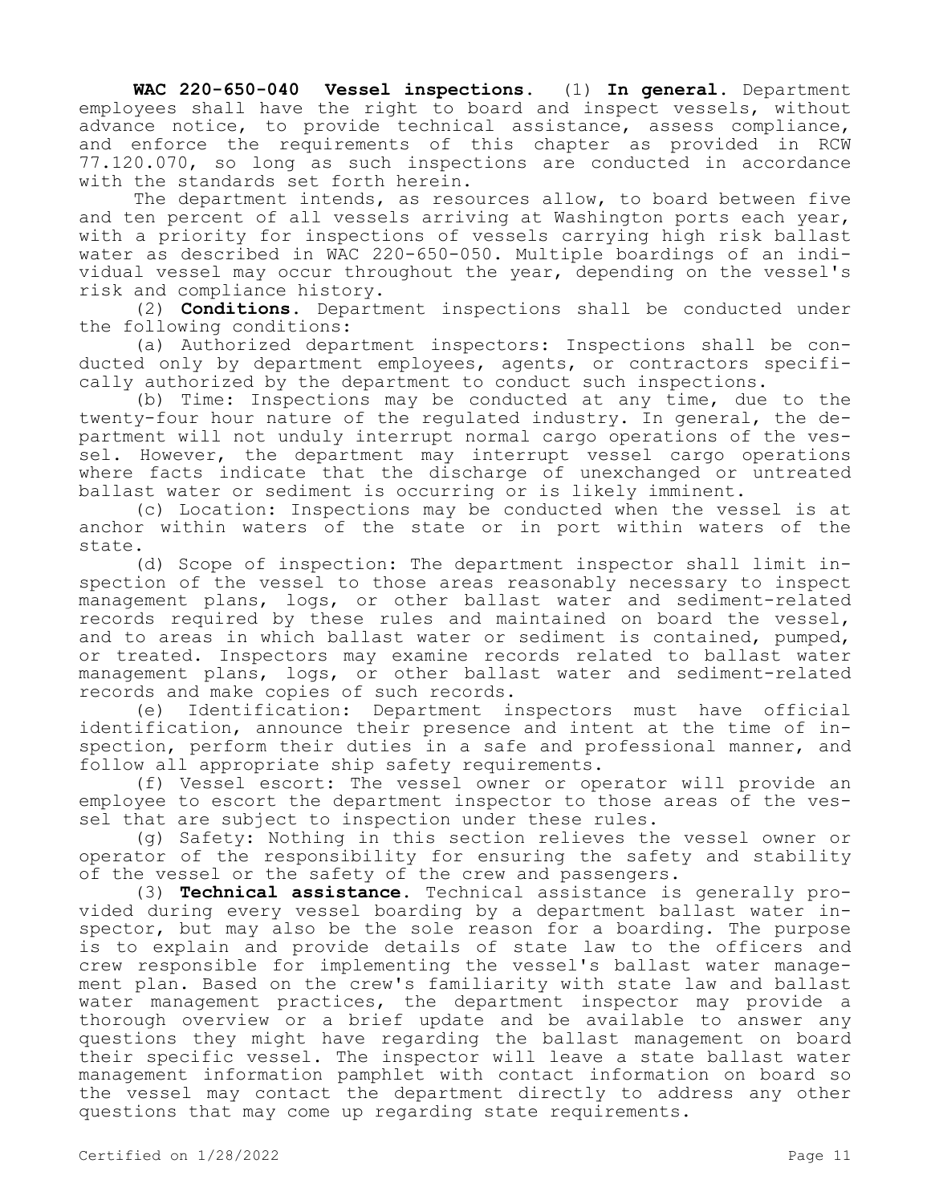**WAC 220-650-040 Vessel inspections.** (1) **In general.** Department employees shall have the right to board and inspect vessels, without advance notice, to provide technical assistance, assess compliance, and enforce the requirements of this chapter as provided in RCW 77.120.070, so long as such inspections are conducted in accordance with the standards set forth herein.

The department intends, as resources allow, to board between five and ten percent of all vessels arriving at Washington ports each year, with a priority for inspections of vessels carrying high risk ballast water as described in WAC 220-650-050. Multiple boardings of an individual vessel may occur throughout the year, depending on the vessel's risk and compliance history.

(2) **Conditions.** Department inspections shall be conducted under the following conditions:

(a) Authorized department inspectors: Inspections shall be conducted only by department employees, agents, or contractors specifically authorized by the department to conduct such inspections.

(b) Time: Inspections may be conducted at any time, due to the twenty-four hour nature of the regulated industry. In general, the department will not unduly interrupt normal cargo operations of the vessel. However, the department may interrupt vessel cargo operations where facts indicate that the discharge of unexchanged or untreated ballast water or sediment is occurring or is likely imminent.

(c) Location: Inspections may be conducted when the vessel is at anchor within waters of the state or in port within waters of the state.

(d) Scope of inspection: The department inspector shall limit inspection of the vessel to those areas reasonably necessary to inspect management plans, logs, or other ballast water and sediment-related records required by these rules and maintained on board the vessel, and to areas in which ballast water or sediment is contained, pumped, or treated. Inspectors may examine records related to ballast water management plans, logs, or other ballast water and sediment-related records and make copies of such records.

(e) Identification: Department inspectors must have official identification, announce their presence and intent at the time of inspection, perform their duties in a safe and professional manner, and follow all appropriate ship safety requirements.

(f) Vessel escort: The vessel owner or operator will provide an employee to escort the department inspector to those areas of the vessel that are subject to inspection under these rules.

(g) Safety: Nothing in this section relieves the vessel owner or operator of the responsibility for ensuring the safety and stability of the vessel or the safety of the crew and passengers.

(3) **Technical assistance.** Technical assistance is generally provided during every vessel boarding by a department ballast water inspector, but may also be the sole reason for a boarding. The purpose is to explain and provide details of state law to the officers and crew responsible for implementing the vessel's ballast water management plan. Based on the crew's familiarity with state law and ballast water management practices, the department inspector may provide a thorough overview or a brief update and be available to answer any questions they might have regarding the ballast management on board their specific vessel. The inspector will leave a state ballast water management information pamphlet with contact information on board so the vessel may contact the department directly to address any other questions that may come up regarding state requirements.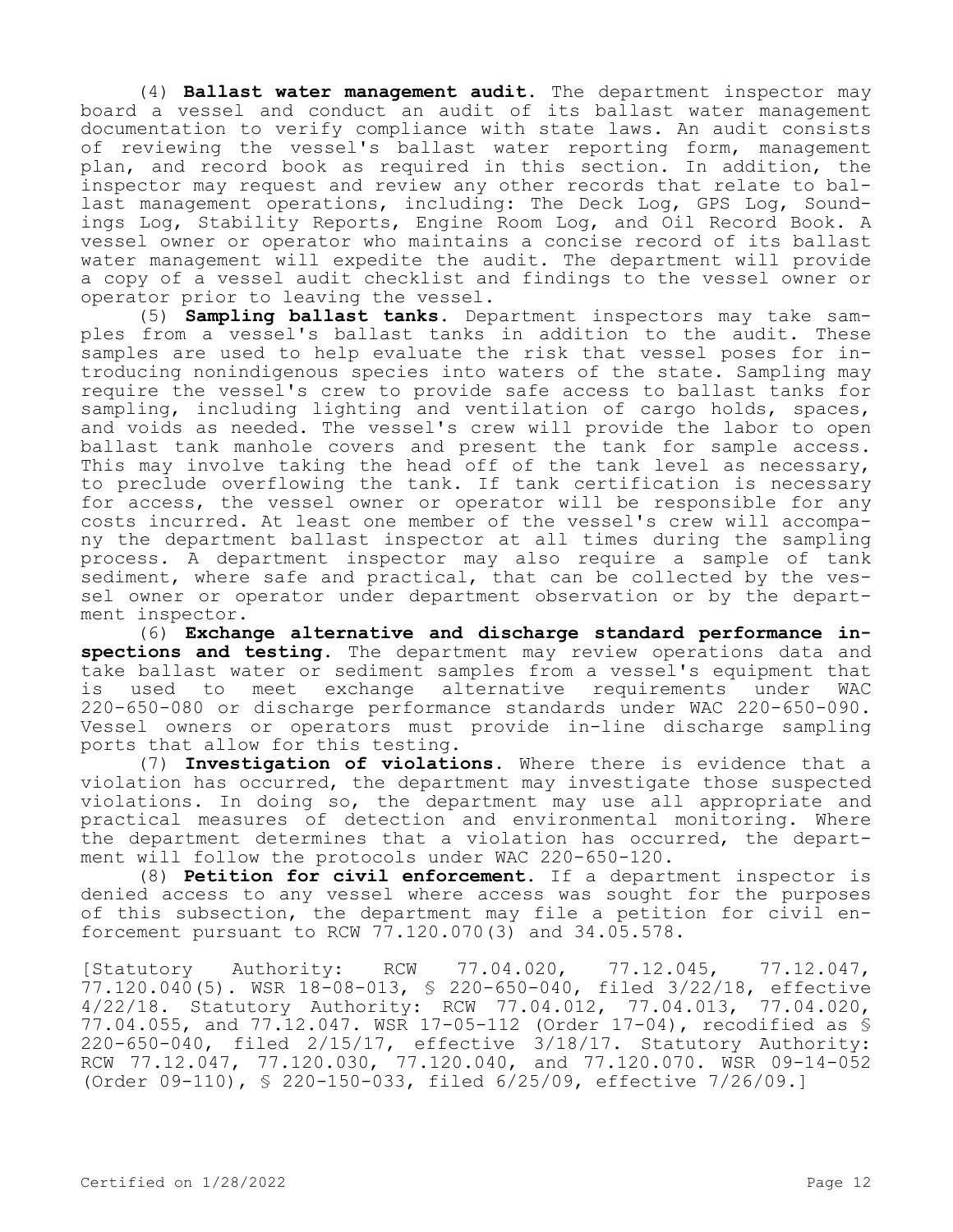(4) **Ballast water management audit.** The department inspector may board a vessel and conduct an audit of its ballast water management documentation to verify compliance with state laws. An audit consists of reviewing the vessel's ballast water reporting form, management plan, and record book as required in this section. In addition, the inspector may request and review any other records that relate to ballast management operations, including: The Deck Log, GPS Log, Soundings Log, Stability Reports, Engine Room Log, and Oil Record Book. A vessel owner or operator who maintains a concise record of its ballast water management will expedite the audit. The department will provide a copy of a vessel audit checklist and findings to the vessel owner or operator prior to leaving the vessel.

(5) **Sampling ballast tanks.** Department inspectors may take samples from a vessel's ballast tanks in addition to the audit. These samples are used to help evaluate the risk that vessel poses for introducing nonindigenous species into waters of the state. Sampling may require the vessel's crew to provide safe access to ballast tanks for sampling, including lighting and ventilation of cargo holds, spaces, and voids as needed. The vessel's crew will provide the labor to open ballast tank manhole covers and present the tank for sample access. This may involve taking the head off of the tank level as necessary, to preclude overflowing the tank. If tank certification is necessary for access, the vessel owner or operator will be responsible for any costs incurred. At least one member of the vessel's crew will accompany the department ballast inspector at all times during the sampling process. A department inspector may also require a sample of tank sediment, where safe and practical, that can be collected by the vessel owner or operator under department observation or by the department inspector.

(6) **Exchange alternative and discharge standard performance inspections and testing.** The department may review operations data and take ballast water or sediment samples from a vessel's equipment that is used to meet exchange alternative requirements under WAC 220-650-080 or discharge performance standards under WAC 220-650-090. Vessel owners or operators must provide in-line discharge sampling ports that allow for this testing.

(7) **Investigation of violations.** Where there is evidence that a violation has occurred, the department may investigate those suspected violations. In doing so, the department may use all appropriate and practical measures of detection and environmental monitoring. Where the department determines that a violation has occurred, the department will follow the protocols under WAC 220-650-120.

(8) **Petition for civil enforcement.** If a department inspector is denied access to any vessel where access was sought for the purposes of this subsection, the department may file a petition for civil enforcement pursuant to RCW 77.120.070(3) and 34.05.578.

[Statutory Authority: RCW 77.04.020, 77.12.045, 77.12.047, 77.120.040(5). WSR 18-08-013, § 220-650-040, filed 3/22/18, effective 4/22/18. Statutory Authority: RCW 77.04.012, 77.04.013, 77.04.020, 77.04.055, and 77.12.047. WSR 17-05-112 (Order 17-04), recodified as § 220-650-040, filed 2/15/17, effective 3/18/17. Statutory Authority: RCW 77.12.047, 77.120.030, 77.120.040, and 77.120.070. WSR 09-14-052 (Order 09-110), § 220-150-033, filed 6/25/09, effective 7/26/09.]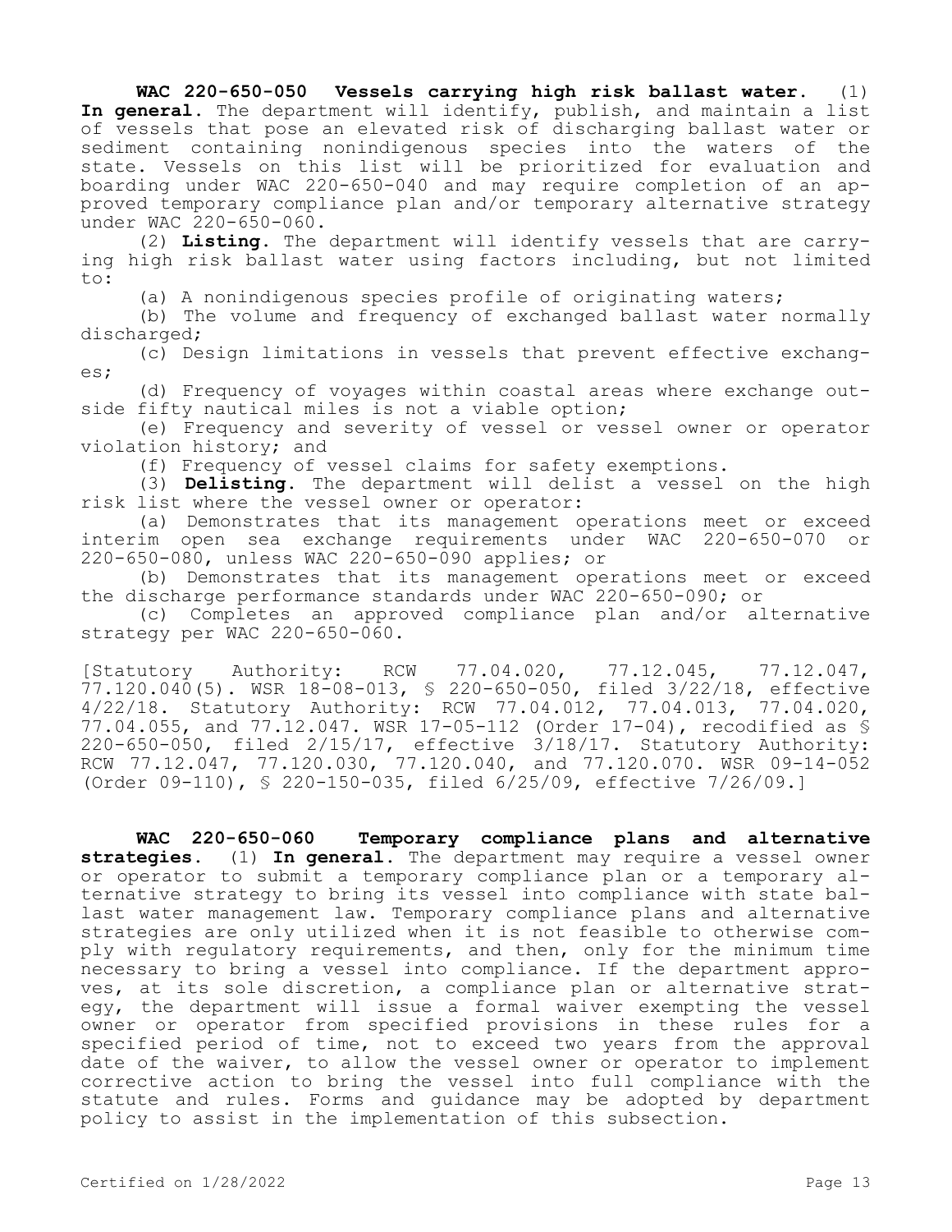**WAC 220-650-050 Vessels carrying high risk ballast water.** (1) **In general.** The department will identify, publish, and maintain a list of vessels that pose an elevated risk of discharging ballast water or sediment containing nonindigenous species into the waters of the state. Vessels on this list will be prioritized for evaluation and boarding under WAC 220-650-040 and may require completion of an approved temporary compliance plan and/or temporary alternative strategy under WAC 220-650-060.

(2) **Listing.** The department will identify vessels that are carrying high risk ballast water using factors including, but not limited to:

(a) A nonindigenous species profile of originating waters;

(b) The volume and frequency of exchanged ballast water normally discharged;

(c) Design limitations in vessels that prevent effective exchanges;

(d) Frequency of voyages within coastal areas where exchange outside fifty nautical miles is not a viable option;

(e) Frequency and severity of vessel or vessel owner or operator violation history; and

(f) Frequency of vessel claims for safety exemptions.

(3) **Delisting.** The department will delist a vessel on the high risk list where the vessel owner or operator:

(a) Demonstrates that its management operations meet or exceed interim open sea exchange requirements under WAC 220-650-070 or 220-650-080, unless WAC 220-650-090 applies; or

(b) Demonstrates that its management operations meet or exceed the discharge performance standards under WAC 220-650-090; or

(c) Completes an approved compliance plan and/or alternative strategy per WAC 220-650-060.

[Statutory Authority: RCW 77.04.020, 77.12.045, 77.12.047, 77.120.040(5). WSR 18-08-013, § 220-650-050, filed 3/22/18, effective 4/22/18. Statutory Authority: RCW 77.04.012, 77.04.013, 77.04.020, 77.04.055, and 77.12.047. WSR 17-05-112 (Order 17-04), recodified as § 220-650-050, filed 2/15/17, effective 3/18/17. Statutory Authority: RCW 77.12.047, 77.120.030, 77.120.040, and 77.120.070. WSR 09-14-052 (Order 09-110), § 220-150-035, filed 6/25/09, effective 7/26/09.]

**WAC 220-650-060 Temporary compliance plans and alternative strategies.** (1) **In general.** The department may require a vessel owner or operator to submit a temporary compliance plan or a temporary alternative strategy to bring its vessel into compliance with state ballast water management law. Temporary compliance plans and alternative strategies are only utilized when it is not feasible to otherwise comply with regulatory requirements, and then, only for the minimum time necessary to bring a vessel into compliance. If the department approves, at its sole discretion, a compliance plan or alternative strategy, the department will issue a formal waiver exempting the vessel owner or operator from specified provisions in these rules for a specified period of time, not to exceed two years from the approval date of the waiver, to allow the vessel owner or operator to implement corrective action to bring the vessel into full compliance with the statute and rules. Forms and guidance may be adopted by department policy to assist in the implementation of this subsection.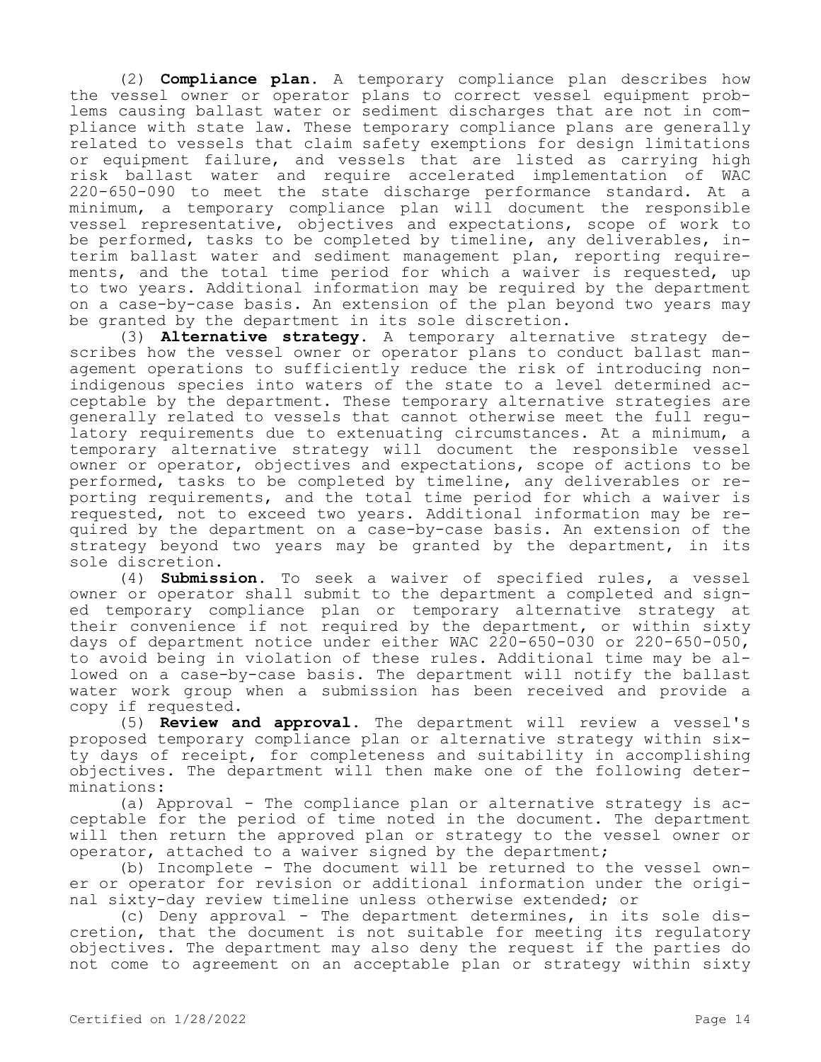(2) **Compliance plan.** A temporary compliance plan describes how the vessel owner or operator plans to correct vessel equipment problems causing ballast water or sediment discharges that are not in compliance with state law. These temporary compliance plans are generally related to vessels that claim safety exemptions for design limitations or equipment failure, and vessels that are listed as carrying high risk ballast water and require accelerated implementation of WAC 220-650-090 to meet the state discharge performance standard. At a minimum, a temporary compliance plan will document the responsible vessel representative, objectives and expectations, scope of work to be performed, tasks to be completed by timeline, any deliverables, interim ballast water and sediment management plan, reporting requirements, and the total time period for which a waiver is requested, up to two years. Additional information may be required by the department on a case-by-case basis. An extension of the plan beyond two years may be granted by the department in its sole discretion.

(3) **Alternative strategy.** A temporary alternative strategy describes how the vessel owner or operator plans to conduct ballast management operations to sufficiently reduce the risk of introducing nonindigenous species into waters of the state to a level determined acceptable by the department. These temporary alternative strategies are generally related to vessels that cannot otherwise meet the full regulatory requirements due to extenuating circumstances. At a minimum, a temporary alternative strategy will document the responsible vessel owner or operator, objectives and expectations, scope of actions to be performed, tasks to be completed by timeline, any deliverables or reporting requirements, and the total time period for which a waiver is requested, not to exceed two years. Additional information may be required by the department on a case-by-case basis. An extension of the strategy beyond two years may be granted by the department, in its sole discretion.

(4) **Submission.** To seek a waiver of specified rules, a vessel owner or operator shall submit to the department a completed and signed temporary compliance plan or temporary alternative strategy at their convenience if not required by the department, or within sixty days of department notice under either WAC 220-650-030 or 220-650-050, to avoid being in violation of these rules. Additional time may be allowed on a case-by-case basis. The department will notify the ballast water work group when a submission has been received and provide a copy if requested.

(5) **Review and approval.** The department will review a vessel's proposed temporary compliance plan or alternative strategy within sixty days of receipt, for completeness and suitability in accomplishing objectives. The department will then make one of the following determinations:

(a) Approval - The compliance plan or alternative strategy is acceptable for the period of time noted in the document. The department will then return the approved plan or strategy to the vessel owner or operator, attached to a waiver signed by the department;

(b) Incomplete - The document will be returned to the vessel owner or operator for revision or additional information under the original sixty-day review timeline unless otherwise extended; or

(c) Deny approval - The department determines, in its sole discretion, that the document is not suitable for meeting its regulatory objectives. The department may also deny the request if the parties do not come to agreement on an acceptable plan or strategy within sixty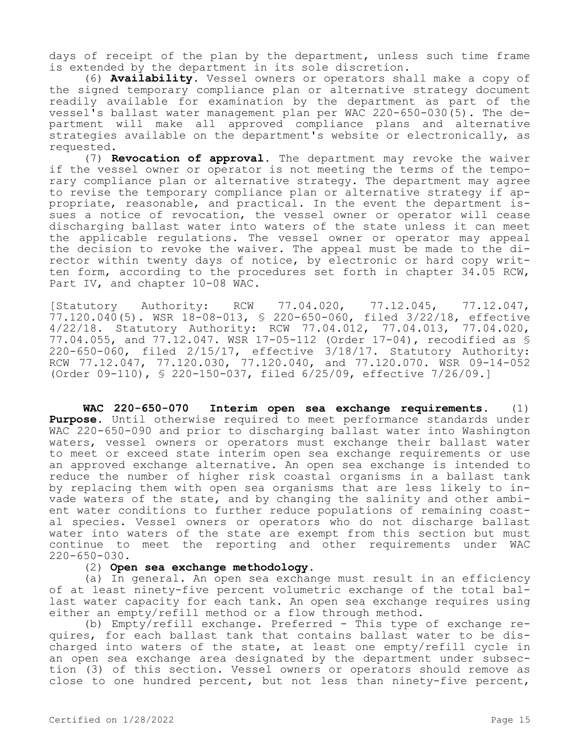days of receipt of the plan by the department, unless such time frame is extended by the department in its sole discretion.

(6) **Availability.** Vessel owners or operators shall make a copy of the signed temporary compliance plan or alternative strategy document readily available for examination by the department as part of the vessel's ballast water management plan per WAC 220-650-030(5). The department will make all approved compliance plans and alternative strategies available on the department's website or electronically, as requested.

(7) **Revocation of approval.** The department may revoke the waiver if the vessel owner or operator is not meeting the terms of the temporary compliance plan or alternative strategy. The department may agree to revise the temporary compliance plan or alternative strategy if appropriate, reasonable, and practical. In the event the department issues a notice of revocation, the vessel owner or operator will cease discharging ballast water into waters of the state unless it can meet the applicable regulations. The vessel owner or operator may appeal the decision to revoke the waiver. The appeal must be made to the director within twenty days of notice, by electronic or hard copy written form, according to the procedures set forth in chapter 34.05 RCW, Part IV, and chapter 10-08 WAC.

[Statutory Authority: RCW 77.04.020, 77.12.045, 77.12.047, 77.120.040(5). WSR 18-08-013, § 220-650-060, filed 3/22/18, effective 4/22/18. Statutory Authority: RCW 77.04.012, 77.04.013, 77.04.020, 77.04.055, and 77.12.047. WSR 17-05-112 (Order 17-04), recodified as § 220-650-060, filed 2/15/17, effective 3/18/17. Statutory Authority: RCW 77.12.047, 77.120.030, 77.120.040, and 77.120.070. WSR 09-14-052 (Order 09-110), § 220-150-037, filed 6/25/09, effective 7/26/09.]

**WAC 220-650-070 Interim open sea exchange requirements.** (1) **Purpose.** Until otherwise required to meet performance standards under WAC 220-650-090 and prior to discharging ballast water into Washington waters, vessel owners or operators must exchange their ballast water to meet or exceed state interim open sea exchange requirements or use an approved exchange alternative. An open sea exchange is intended to reduce the number of higher risk coastal organisms in a ballast tank by replacing them with open sea organisms that are less likely to invade waters of the state, and by changing the salinity and other ambient water conditions to further reduce populations of remaining coastal species. Vessel owners or operators who do not discharge ballast water into waters of the state are exempt from this section but must continue to meet the reporting and other requirements under WAC 220-650-030.

(2) **Open sea exchange methodology.**

(a) In general. An open sea exchange must result in an efficiency of at least ninety-five percent volumetric exchange of the total ballast water capacity for each tank. An open sea exchange requires using either an empty/refill method or a flow through method.

(b) Empty/refill exchange. Preferred - This type of exchange requires, for each ballast tank that contains ballast water to be discharged into waters of the state, at least one empty/refill cycle in an open sea exchange area designated by the department under subsection (3) of this section. Vessel owners or operators should remove as close to one hundred percent, but not less than ninety-five percent,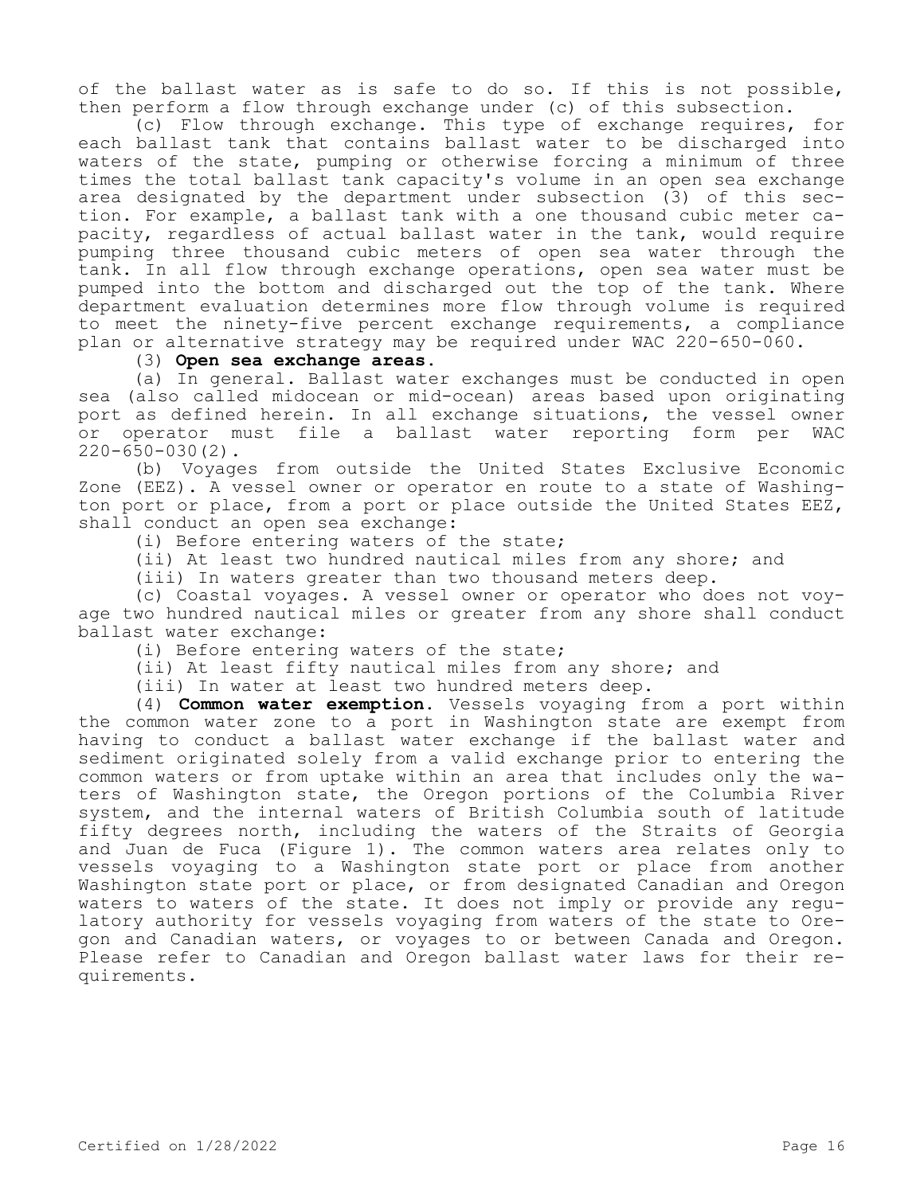of the ballast water as is safe to do so. If this is not possible, then perform a flow through exchange under (c) of this subsection.

(c) Flow through exchange. This type of exchange requires, for each ballast tank that contains ballast water to be discharged into waters of the state, pumping or otherwise forcing a minimum of three times the total ballast tank capacity's volume in an open sea exchange area designated by the department under subsection (3) of this section. For example, a ballast tank with a one thousand cubic meter capacity, regardless of actual ballast water in the tank, would require pumping three thousand cubic meters of open sea water through the tank. In all flow through exchange operations, open sea water must be pumped into the bottom and discharged out the top of the tank. Where department evaluation determines more flow through volume is required to meet the ninety-five percent exchange requirements, a compliance plan or alternative strategy may be required under WAC 220-650-060.

(3) **Open sea exchange areas.**

(a) In general. Ballast water exchanges must be conducted in open sea (also called midocean or mid-ocean) areas based upon originating port as defined herein. In all exchange situations, the vessel owner or operator must file a ballast water reporting form per WAC 220-650-030(2).

(b) Voyages from outside the United States Exclusive Economic Zone (EEZ). A vessel owner or operator en route to a state of Washington port or place, from a port or place outside the United States EEZ, shall conduct an open sea exchange:

(i) Before entering waters of the state;

(ii) At least two hundred nautical miles from any shore; and

(iii) In waters greater than two thousand meters deep.

(c) Coastal voyages. A vessel owner or operator who does not voyage two hundred nautical miles or greater from any shore shall conduct ballast water exchange:

(i) Before entering waters of the state;

(ii) At least fifty nautical miles from any shore; and

(iii) In water at least two hundred meters deep.

(4) **Common water exemption.** Vessels voyaging from a port within the common water zone to a port in Washington state are exempt from having to conduct a ballast water exchange if the ballast water and sediment originated solely from a valid exchange prior to entering the common waters or from uptake within an area that includes only the waters of Washington state, the Oregon portions of the Columbia River system, and the internal waters of British Columbia south of latitude fifty degrees north, including the waters of the Straits of Georgia and Juan de Fuca (Figure 1). The common waters area relates only to vessels voyaging to a Washington state port or place from another Washington state port or place, or from designated Canadian and Oregon waters to waters of the state. It does not imply or provide any regulatory authority for vessels voyaging from waters of the state to Oregon and Canadian waters, or voyages to or between Canada and Oregon. Please refer to Canadian and Oregon ballast water laws for their requirements.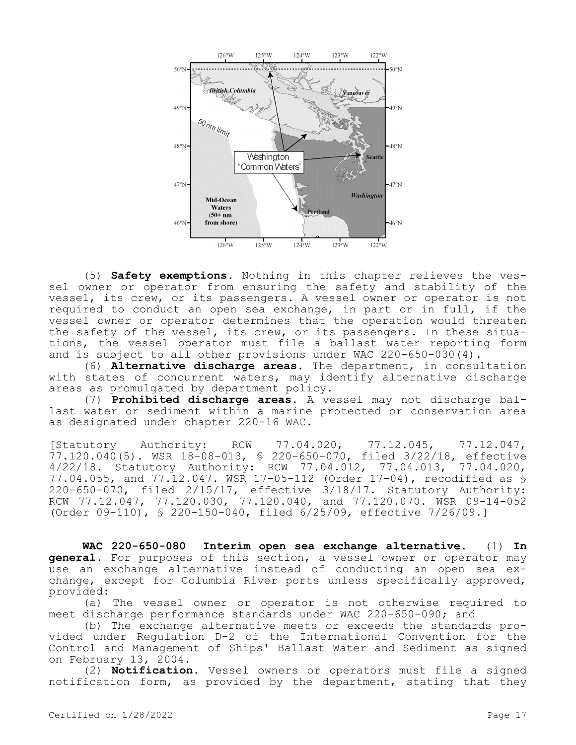(5) **Safety exemptions.** Nothing in this chapter relieves the vessel owner or operator from ensuring the safety and stability of the vessel, its crew, or its passengers. A vessel owner or operator is not required to conduct an open sea exchange, in part or in full, if the vessel owner or operator determines that the operation would threaten the safety of the vessel, its crew, or its passengers. In these situations, the vessel operator must file a ballast water reporting form and is subject to all other provisions under WAC 220-650-030(4).

(6) **Alternative discharge areas.** The department, in consultation with states of concurrent waters, may identify alternative discharge areas as promulgated by department policy.

(7) **Prohibited discharge areas.** A vessel may not discharge ballast water or sediment within a marine protected or conservation area as designated under chapter 220-16 WAC.

[Statutory Authority: RCW 77.04.020, 77.12.045, 77.12.047, 77.120.040(5). WSR 18-08-013, § 220-650-070, filed 3/22/18, effective 4/22/18. Statutory Authority: RCW 77.04.012, 77.04.013, 77.04.020, 77.04.055, and 77.12.047. WSR 17-05-112 (Order 17-04), recodified as § 220-650-070, filed 2/15/17, effective 3/18/17. Statutory Authority: RCW 77.12.047, 77.120.030, 77.120.040, and 77.120.070. WSR 09-14-052 (Order 09-110), § 220-150-040, filed 6/25/09, effective 7/26/09.]

**WAC 220-650-080 Interim open sea exchange alternative.** (1) **In general.** For purposes of this section, a vessel owner or operator may use an exchange alternative instead of conducting an open sea exchange, except for Columbia River ports unless specifically approved, provided:

(a) The vessel owner or operator is not otherwise required to meet discharge performance standards under WAC 220-650-090; and

(b) The exchange alternative meets or exceeds the standards provided under Regulation D-2 of the International Convention for the Control and Management of Ships' Ballast Water and Sediment as signed on February 13, 2004.

(2) **Notification.** Vessel owners or operators must file a signed notification form, as provided by the department, stating that they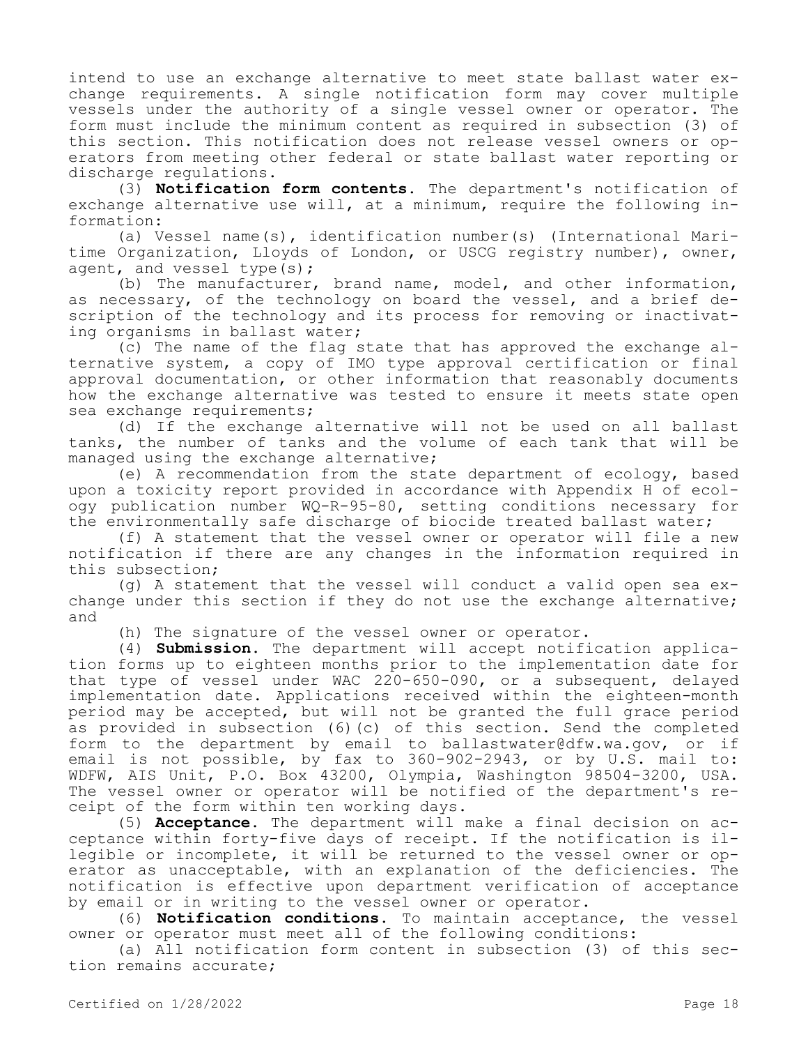intend to use an exchange alternative to meet state ballast water exchange requirements. A single notification form may cover multiple vessels under the authority of a single vessel owner or operator. The form must include the minimum content as required in subsection (3) of this section. This notification does not release vessel owners or operators from meeting other federal or state ballast water reporting or discharge regulations.

(3) **Notification form contents.** The department's notification of exchange alternative use will, at a minimum, require the following information:

(a) Vessel name(s), identification number(s) (International Maritime Organization, Lloyds of London, or USCG registry number), owner, agent, and vessel type(s);

(b) The manufacturer, brand name, model, and other information, as necessary, of the technology on board the vessel, and a brief description of the technology and its process for removing or inactivating organisms in ballast water;

(c) The name of the flag state that has approved the exchange alternative system, a copy of IMO type approval certification or final approval documentation, or other information that reasonably documents how the exchange alternative was tested to ensure it meets state open sea exchange requirements;

(d) If the exchange alternative will not be used on all ballast tanks, the number of tanks and the volume of each tank that will be managed using the exchange alternative;

(e) A recommendation from the state department of ecology, based upon a toxicity report provided in accordance with Appendix H of ecology publication number WQ-R-95-80, setting conditions necessary for the environmentally safe discharge of biocide treated ballast water;

(f) A statement that the vessel owner or operator will file a new notification if there are any changes in the information required in this subsection;

(g) A statement that the vessel will conduct a valid open sea exchange under this section if they do not use the exchange alternative; and

(h) The signature of the vessel owner or operator.

(4) **Submission.** The department will accept notification application forms up to eighteen months prior to the implementation date for that type of vessel under WAC 220-650-090, or a subsequent, delayed implementation date. Applications received within the eighteen-month period may be accepted, but will not be granted the full grace period as provided in subsection (6)(c) of this section. Send the completed form to the department by email to ballastwater@dfw.wa.gov, or if email is not possible, by fax to 360-902-2943, or by U.S. mail to: WDFW, AIS Unit, P.O. Box 43200, Olympia, Washington 98504-3200, USA. The vessel owner or operator will be notified of the department's receipt of the form within ten working days.

(5) **Acceptance.** The department will make a final decision on acceptance within forty-five days of receipt. If the notification is illegible or incomplete, it will be returned to the vessel owner or operator as unacceptable, with an explanation of the deficiencies. The notification is effective upon department verification of acceptance by email or in writing to the vessel owner or operator.

(6) **Notification conditions.** To maintain acceptance, the vessel owner or operator must meet all of the following conditions:

(a) All notification form content in subsection (3) of this section remains accurate;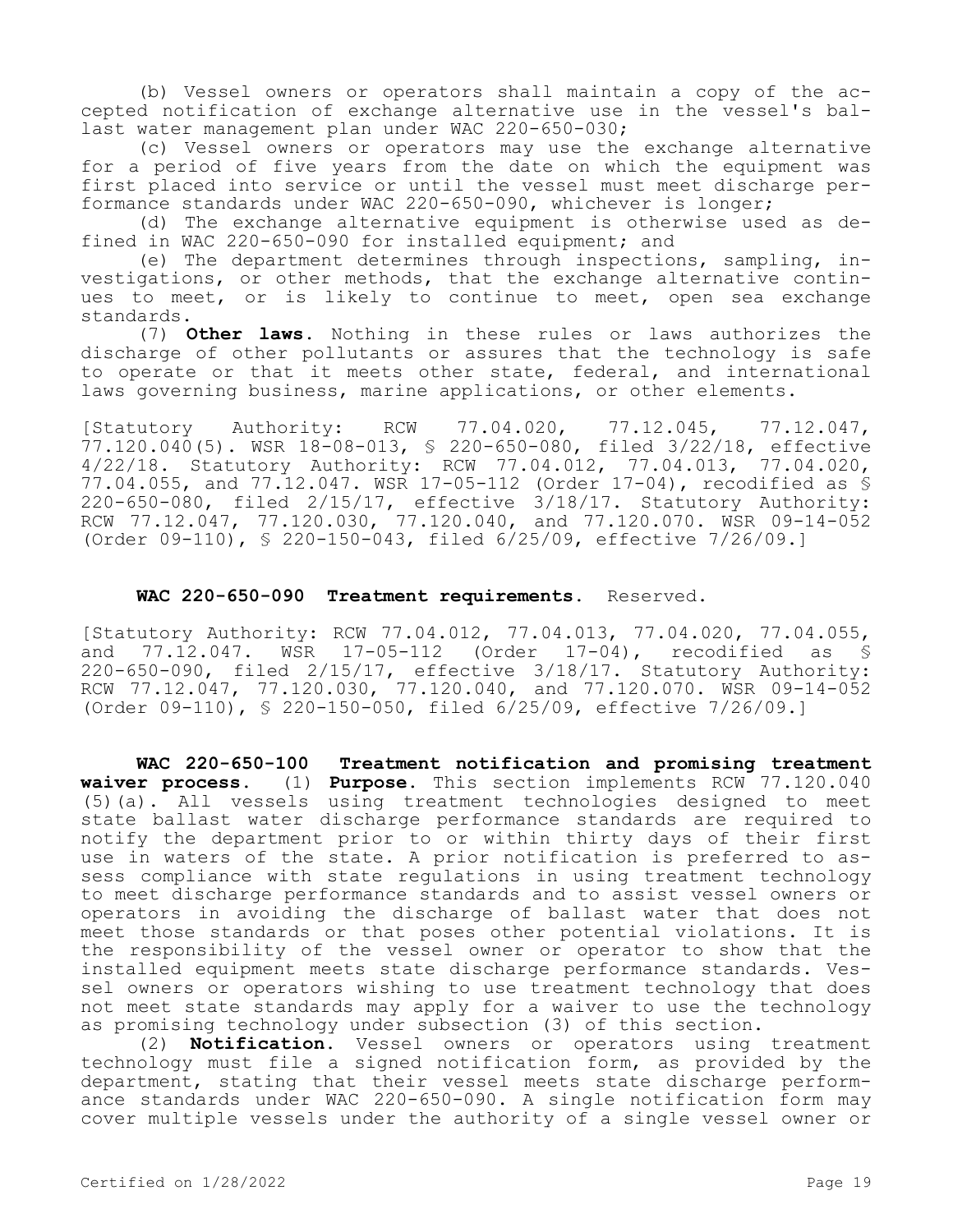(b) Vessel owners or operators shall maintain a copy of the accepted notification of exchange alternative use in the vessel's ballast water management plan under WAC 220-650-030;

(c) Vessel owners or operators may use the exchange alternative for a period of five years from the date on which the equipment was first placed into service or until the vessel must meet discharge performance standards under WAC 220-650-090, whichever is longer;

(d) The exchange alternative equipment is otherwise used as defined in WAC 220-650-090 for installed equipment; and

(e) The department determines through inspections, sampling, investigations, or other methods, that the exchange alternative continues to meet, or is likely to continue to meet, open sea exchange standards.

(7) **Other laws.** Nothing in these rules or laws authorizes the discharge of other pollutants or assures that the technology is safe to operate or that it meets other state, federal, and international laws governing business, marine applications, or other elements.

[Statutory Authority: RCW 77.04.020, 77.12.045, 77.12.047, 77.120.040(5). WSR 18-08-013, § 220-650-080, filed 3/22/18, effective 4/22/18. Statutory Authority: RCW 77.04.012, 77.04.013, 77.04.020, 77.04.055, and 77.12.047. WSR 17-05-112 (Order 17-04), recodified as § 220-650-080, filed 2/15/17, effective 3/18/17. Statutory Authority: RCW 77.12.047, 77.120.030, 77.120.040, and 77.120.070. WSR 09-14-052 (Order 09-110), § 220-150-043, filed 6/25/09, effective 7/26/09.]

**WAC 220-650-090 Treatment requirements.** Reserved.

[Statutory Authority: RCW 77.04.012, 77.04.013, 77.04.020, 77.04.055, and 77.12.047. WSR 17-05-112 (Order 17-04), recodified as § 220-650-090, filed 2/15/17, effective 3/18/17. Statutory Authority: RCW 77.12.047, 77.120.030, 77.120.040, and 77.120.070. WSR 09-14-052 (Order 09-110), § 220-150-050, filed 6/25/09, effective 7/26/09.]

**WAC 220-650-100 Treatment notification and promising treatment waiver process.** (1) **Purpose.** This section implements RCW 77.120.040 (5)(a). All vessels using treatment technologies designed to meet state ballast water discharge performance standards are required to notify the department prior to or within thirty days of their first use in waters of the state. A prior notification is preferred to assess compliance with state regulations in using treatment technology to meet discharge performance standards and to assist vessel owners or operators in avoiding the discharge of ballast water that does not meet those standards or that poses other potential violations. It is the responsibility of the vessel owner or operator to show that the installed equipment meets state discharge performance standards. Vessel owners or operators wishing to use treatment technology that does not meet state standards may apply for a waiver to use the technology as promising technology under subsection (3) of this section.

(2) **Notification.** Vessel owners or operators using treatment technology must file a signed notification form, as provided by the department, stating that their vessel meets state discharge performance standards under WAC 220-650-090. A single notification form may cover multiple vessels under the authority of a single vessel owner or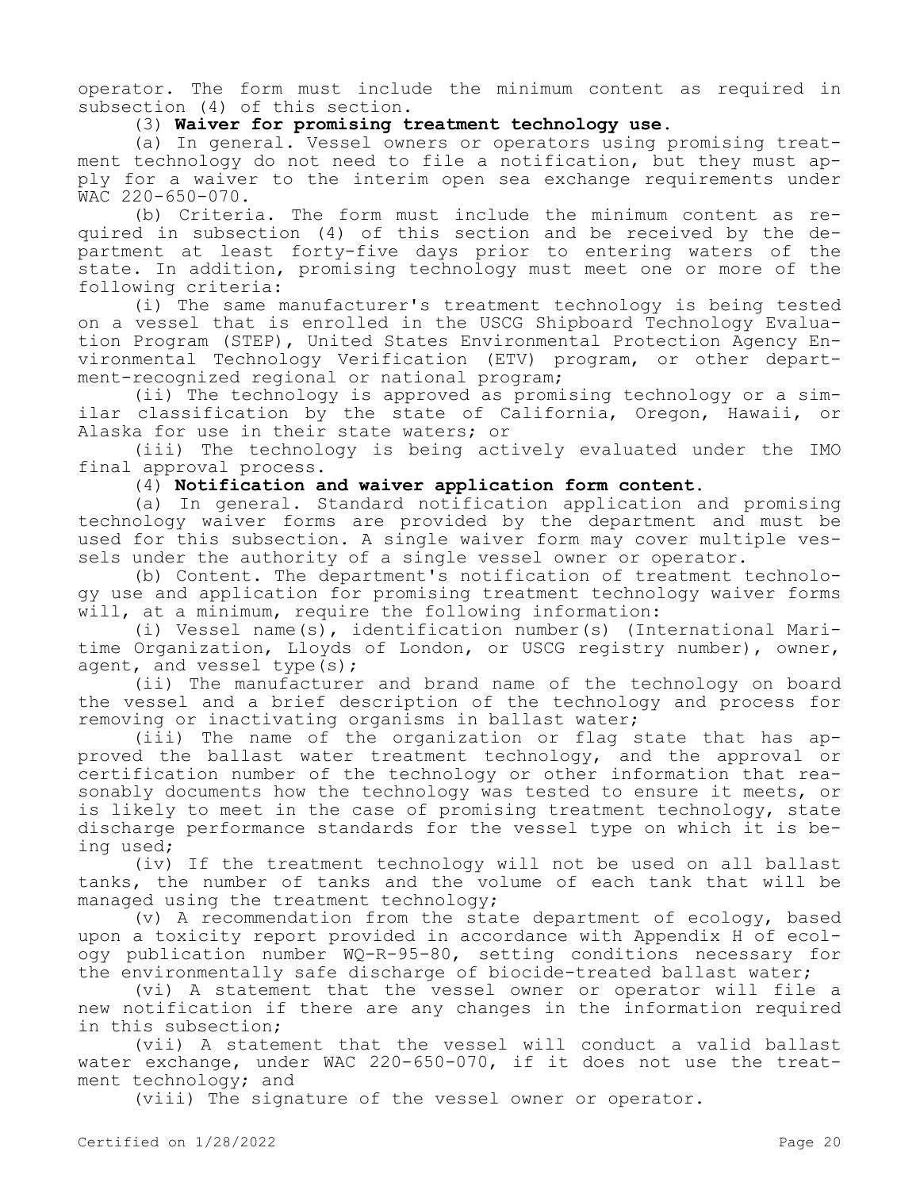operator. The form must include the minimum content as required in subsection (4) of this section.

(3) **Waiver for promising treatment technology use.**

(a) In general. Vessel owners or operators using promising treatment technology do not need to file a notification, but they must apply for a waiver to the interim open sea exchange requirements under WAC 220-650-070.

(b) Criteria. The form must include the minimum content as required in subsection (4) of this section and be received by the department at least forty-five days prior to entering waters of the state. In addition, promising technology must meet one or more of the following criteria:

(i) The same manufacturer's treatment technology is being tested on a vessel that is enrolled in the USCG Shipboard Technology Evaluation Program (STEP), United States Environmental Protection Agency Environmental Technology Verification (ETV) program, or other department-recognized regional or national program;

(ii) The technology is approved as promising technology or a similar classification by the state of California, Oregon, Hawaii, or Alaska for use in their state waters; or

(iii) The technology is being actively evaluated under the IMO final approval process.

(4) **Notification and waiver application form content.**

(a) In general. Standard notification application and promising technology waiver forms are provided by the department and must be used for this subsection. A single waiver form may cover multiple vessels under the authority of a single vessel owner or operator.

(b) Content. The department's notification of treatment technology use and application for promising treatment technology waiver forms will, at a minimum, require the following information:

(i) Vessel name(s), identification number(s) (International Maritime Organization, Lloyds of London, or USCG registry number), owner, agent, and vessel type(s);

(ii) The manufacturer and brand name of the technology on board the vessel and a brief description of the technology and process for removing or inactivating organisms in ballast water;

(iii) The name of the organization or flag state that has approved the ballast water treatment technology, and the approval or certification number of the technology or other information that reasonably documents how the technology was tested to ensure it meets, or is likely to meet in the case of promising treatment technology, state discharge performance standards for the vessel type on which it is being used;

(iv) If the treatment technology will not be used on all ballast tanks, the number of tanks and the volume of each tank that will be managed using the treatment technology;

(v) A recommendation from the state department of ecology, based upon a toxicity report provided in accordance with Appendix H of ecology publication number WQ-R-95-80, setting conditions necessary for the environmentally safe discharge of biocide-treated ballast water;

(vi) A statement that the vessel owner or operator will file a new notification if there are any changes in the information required in this subsection;

(vii) A statement that the vessel will conduct a valid ballast water exchange, under WAC 220-650-070, if it does not use the treatment technology; and

(viii) The signature of the vessel owner or operator.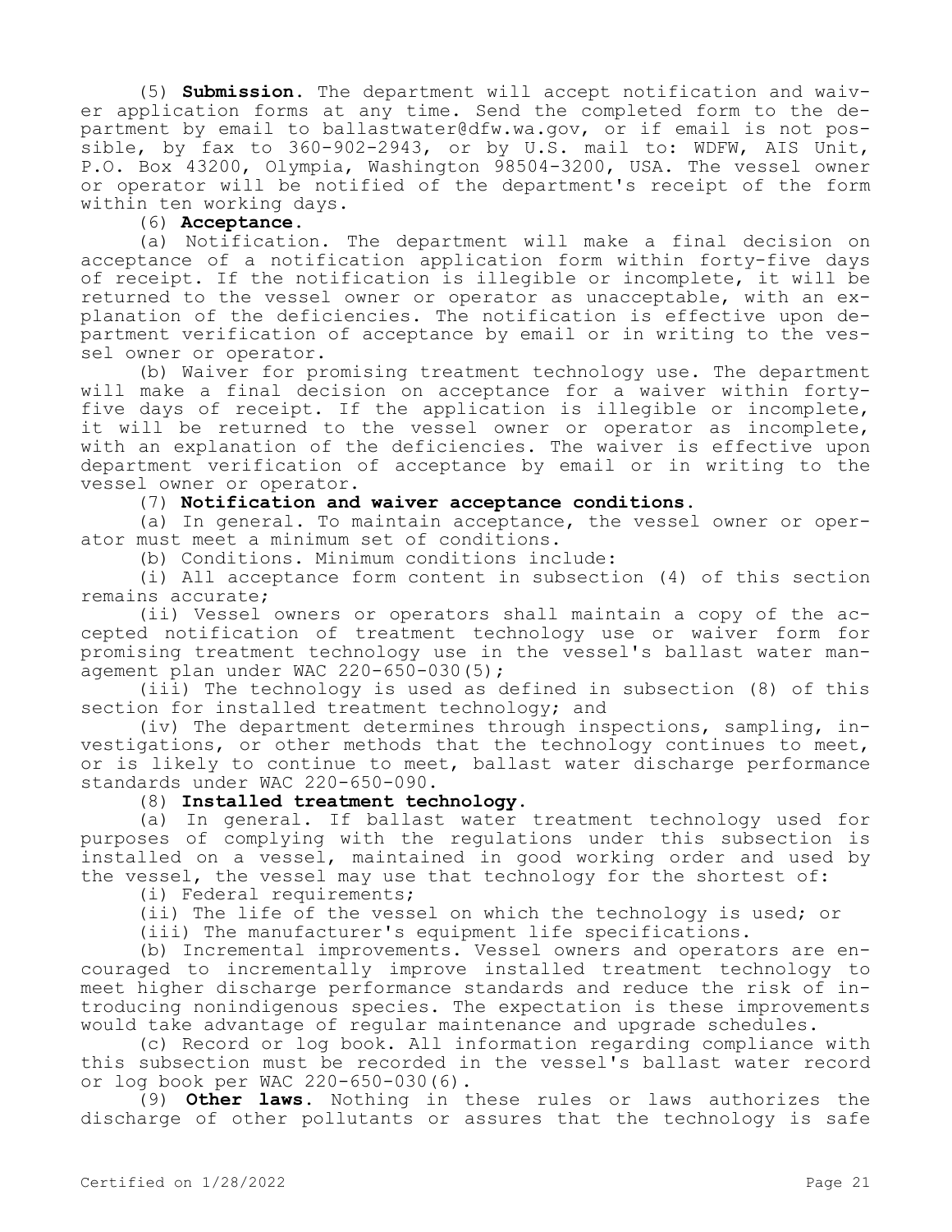(5) **Submission.** The department will accept notification and waiver application forms at any time. Send the completed form to the department by email to ballastwater@dfw.wa.gov, or if email is not possible, by fax to 360-902-2943, or by U.S. mail to: WDFW, AIS Unit, P.O. Box 43200, Olympia, Washington 98504-3200, USA. The vessel owner or operator will be notified of the department's receipt of the form within ten working days.

(6) **Acceptance.**

(a) Notification. The department will make a final decision on acceptance of a notification application form within forty-five days of receipt. If the notification is illegible or incomplete, it will be returned to the vessel owner or operator as unacceptable, with an explanation of the deficiencies. The notification is effective upon department verification of acceptance by email or in writing to the vessel owner or operator.

(b) Waiver for promising treatment technology use. The department will make a final decision on acceptance for a waiver within forty-five days of receipt. If the application is illegible or incomplete, it will be returned to the vessel owner or operator as incomplete, with an explanation of the deficiencies. The waiver is effective upon department verification of acceptance by email or in writing to the vessel owner or operator.

(7) **Notification and waiver acceptance conditions.**

(a) In general. To maintain acceptance, the vessel owner or operator must meet a minimum set of conditions.

(b) Conditions. Minimum conditions include:

(i) All acceptance form content in subsection (4) of this section remains accurate;

(ii) Vessel owners or operators shall maintain a copy of the accepted notification of treatment technology use or waiver form for promising treatment technology use in the vessel's ballast water management plan under WAC 220-650-030(5);

(iii) The technology is used as defined in subsection (8) of this section for installed treatment technology; and

(iv) The department determines through inspections, sampling, investigations, or other methods that the technology continues to meet, or is likely to continue to meet, ballast water discharge performance standards under WAC 220-650-090.

(8) **Installed treatment technology.**

(a) In general. If ballast water treatment technology used for purposes of complying with the regulations under this subsection is installed on a vessel, maintained in good working order and used by the vessel, the vessel may use that technology for the shortest of:

(i) Federal requirements;

(ii) The life of the vessel on which the technology is used; or

(iii) The manufacturer's equipment life specifications.

(b) Incremental improvements. Vessel owners and operators are encouraged to incrementally improve installed treatment technology to meet higher discharge performance standards and reduce the risk of introducing nonindigenous species. The expectation is these improvements would take advantage of regular maintenance and upgrade schedules.

(c) Record or log book. All information regarding compliance with this subsection must be recorded in the vessel's ballast water record or log book per WAC 220-650-030(6).

(9) **Other laws.** Nothing in these rules or laws authorizes the discharge of other pollutants or assures that the technology is safe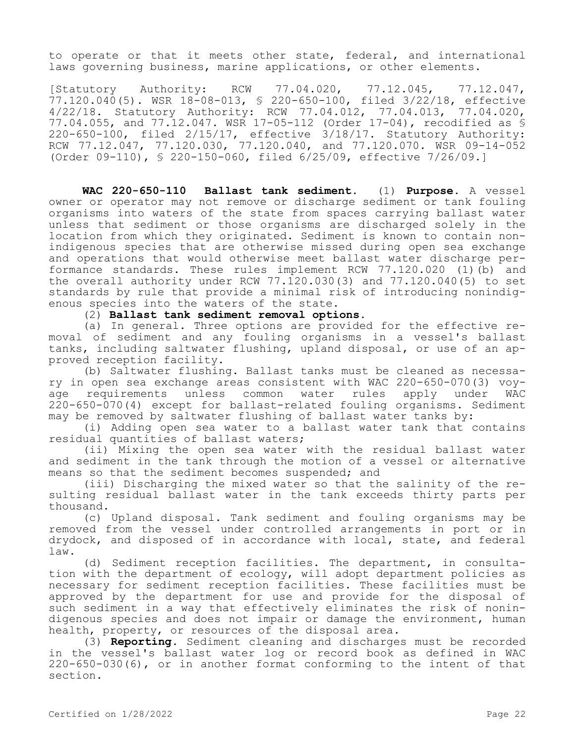to operate or that it meets other state, federal, and international laws governing business, marine applications, or other elements.

[Statutory Authority: RCW 77.04.020, 77.12.045, 77.12.047, 77.120.040(5). WSR 18-08-013, § 220-650-100, filed 3/22/18, effective 4/22/18. Statutory Authority: RCW 77.04.012, 77.04.013, 77.04.020, 77.04.055, and 77.12.047. WSR 17-05-112 (Order 17-04), recodified as § 220-650-100, filed 2/15/17, effective 3/18/17. Statutory Authority: RCW 77.12.047, 77.120.030, 77.120.040, and 77.120.070. WSR 09-14-052 (Order 09-110), § 220-150-060, filed 6/25/09, effective 7/26/09.]

**WAC 220-650-110 Ballast tank sediment.** (1) **Purpose.** A vessel owner or operator may not remove or discharge sediment or tank fouling organisms into waters of the state from spaces carrying ballast water unless that sediment or those organisms are discharged solely in the location from which they originated. Sediment is known to contain nonindigenous species that are otherwise missed during open sea exchange and operations that would otherwise meet ballast water discharge performance standards. These rules implement RCW 77.120.020 (1)(b) and the overall authority under RCW 77.120.030(3) and 77.120.040(5) to set standards by rule that provide a minimal risk of introducing nonindigenous species into the waters of the state.

(2) **Ballast tank sediment removal options.**

(a) In general. Three options are provided for the effective removal of sediment and any fouling organisms in a vessel's ballast tanks, including saltwater flushing, upland disposal, or use of an approved reception facility.

(b) Saltwater flushing. Ballast tanks must be cleaned as necessary in open sea exchange areas consistent with WAC 220-650-070(3) voyage requirements unless common water rules apply under WAC 220-650-070(4) except for ballast-related fouling organisms. Sediment may be removed by saltwater flushing of ballast water tanks by:

(i) Adding open sea water to a ballast water tank that contains residual quantities of ballast waters;

(ii) Mixing the open sea water with the residual ballast water and sediment in the tank through the motion of a vessel or alternative means so that the sediment becomes suspended; and

(iii) Discharging the mixed water so that the salinity of the resulting residual ballast water in the tank exceeds thirty parts per thousand.

(c) Upland disposal. Tank sediment and fouling organisms may be removed from the vessel under controlled arrangements in port or in drydock, and disposed of in accordance with local, state, and federal law.

(d) Sediment reception facilities. The department, in consultation with the department of ecology, will adopt department policies as necessary for sediment reception facilities. These facilities must be approved by the department for use and provide for the disposal of such sediment in a way that effectively eliminates the risk of nonindigenous species and does not impair or damage the environment, human health, property, or resources of the disposal area.

(3) **Reporting.** Sediment cleaning and discharges must be recorded in the vessel's ballast water log or record book as defined in WAC 220-650-030(6), or in another format conforming to the intent of that section.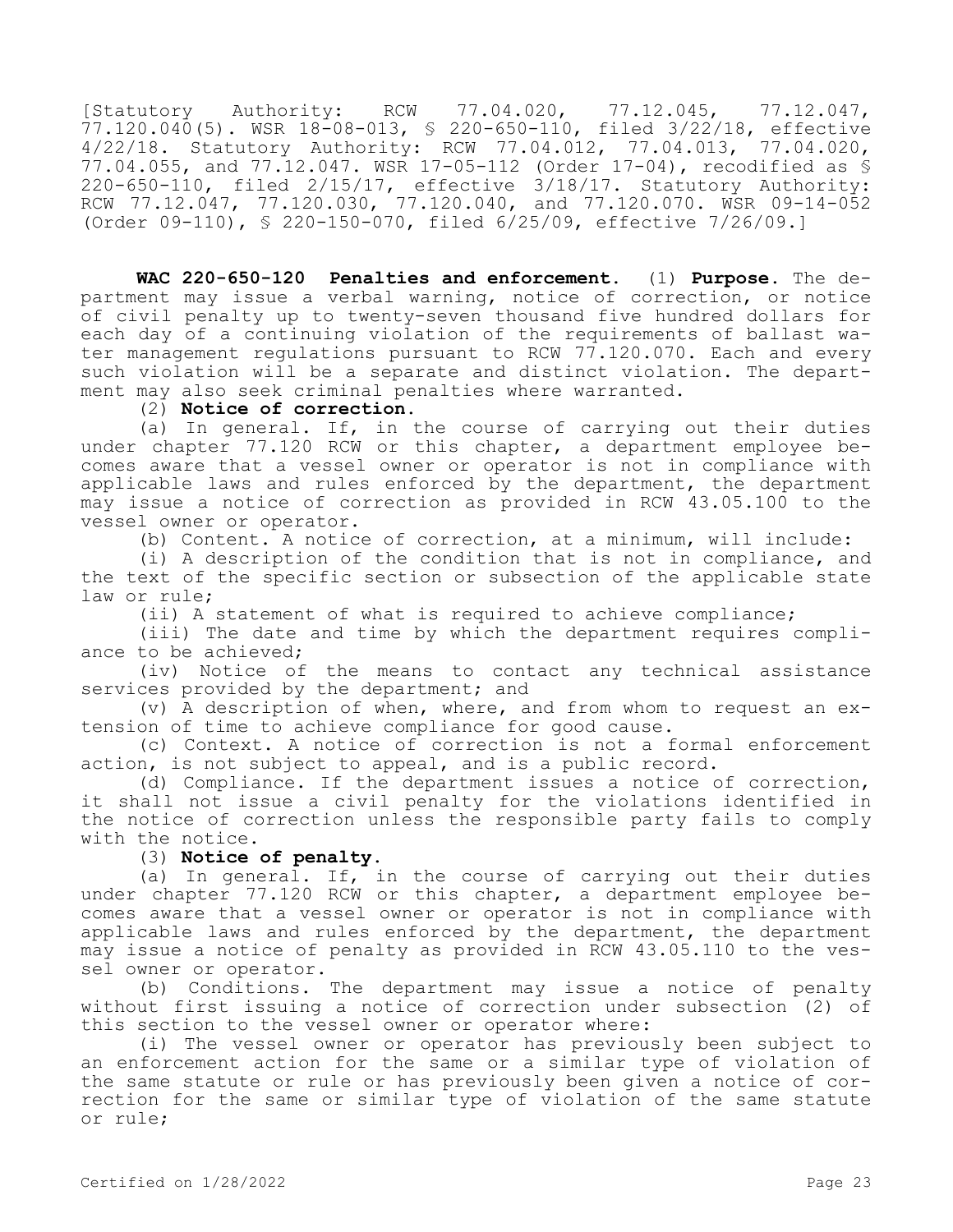[Statutory Authority: RCW 77.04.020, 77.12.045, 77.12.047, 77.120.040(5). WSR 18-08-013, § 220-650-110, filed 3/22/18, effective 4/22/18. Statutory Authority: RCW 77.04.012, 77.04.013, 77.04.020, 77.04.055, and 77.12.047. WSR 17-05-112 (Order 17-04), recodified as § 220-650-110, filed 2/15/17, effective 3/18/17. Statutory Authority: RCW 77.12.047, 77.120.030, 77.120.040, and 77.120.070. WSR 09-14-052 (Order 09-110), § 220-150-070, filed 6/25/09, effective 7/26/09.]

**WAC 220-650-120 Penalties and enforcement.** (1) **Purpose.** The department may issue a verbal warning, notice of correction, or notice of civil penalty up to twenty-seven thousand five hundred dollars for each day of a continuing violation of the requirements of ballast water management regulations pursuant to RCW 77.120.070. Each and every such violation will be a separate and distinct violation. The department may also seek criminal penalties where warranted.

(2) **Notice of correction.**

(a) In general. If, in the course of carrying out their duties under chapter 77.120 RCW or this chapter, a department employee becomes aware that a vessel owner or operator is not in compliance with applicable laws and rules enforced by the department, the department may issue a notice of correction as provided in RCW 43.05.100 to the vessel owner or operator.

(b) Content. A notice of correction, at a minimum, will include:

(i) A description of the condition that is not in compliance, and the text of the specific section or subsection of the applicable state law or rule;

(ii) A statement of what is required to achieve compliance;

(iii) The date and time by which the department requires compliance to be achieved;

(iv) Notice of the means to contact any technical assistance services provided by the department; and

(v) A description of when, where, and from whom to request an extension of time to achieve compliance for good cause.

(c) Context. A notice of correction is not a formal enforcement action, is not subject to appeal, and is a public record.

(d) Compliance. If the department issues a notice of correction, it shall not issue a civil penalty for the violations identified in the notice of correction unless the responsible party fails to comply with the notice.

(3) **Notice of penalty.**

(a) In general. If, in the course of carrying out their duties under chapter 77.120 RCW or this chapter, a department employee becomes aware that a vessel owner or operator is not in compliance with applicable laws and rules enforced by the department, the department may issue a notice of penalty as provided in RCW 43.05.110 to the vessel owner or operator.

(b) Conditions. The department may issue a notice of penalty without first issuing a notice of correction under subsection (2) of this section to the vessel owner or operator where:

(i) The vessel owner or operator has previously been subject to an enforcement action for the same or a similar type of violation of the same statute or rule or has previously been given a notice of correction for the same or similar type of violation of the same statute or rule;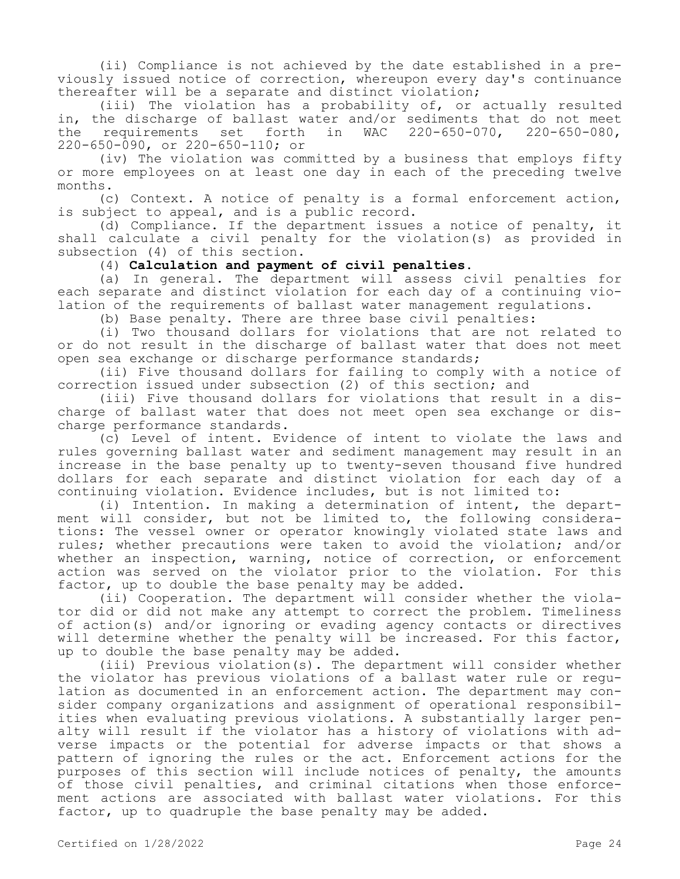(ii) Compliance is not achieved by the date established in a previously issued notice of correction, whereupon every day's continuance thereafter will be a separate and distinct violation;

(iii) The violation has a probability of, or actually resulted in, the discharge of ballast water and/or sediments that do not meet the requirements set forth in WAC 220-650-070, 220-650-080, 220-650-090, or 220-650-110; or

(iv) The violation was committed by a business that employs fifty or more employees on at least one day in each of the preceding twelve months.

(c) Context. A notice of penalty is a formal enforcement action, is subject to appeal, and is a public record.

(d) Compliance. If the department issues a notice of penalty, it shall calculate a civil penalty for the violation(s) as provided in subsection (4) of this section.

(4) **Calculation and payment of civil penalties.**

(a) In general. The department will assess civil penalties for each separate and distinct violation for each day of a continuing violation of the requirements of ballast water management regulations.

(b) Base penalty. There are three base civil penalties:

(i) Two thousand dollars for violations that are not related to or do not result in the discharge of ballast water that does not meet open sea exchange or discharge performance standards;

(ii) Five thousand dollars for failing to comply with a notice of correction issued under subsection (2) of this section; and

(iii) Five thousand dollars for violations that result in a discharge of ballast water that does not meet open sea exchange or discharge performance standards.

(c) Level of intent. Evidence of intent to violate the laws and rules governing ballast water and sediment management may result in an increase in the base penalty up to twenty-seven thousand five hundred dollars for each separate and distinct violation for each day of a continuing violation. Evidence includes, but is not limited to:

(i) Intention. In making a determination of intent, the department will consider, but not be limited to, the following considerations: The vessel owner or operator knowingly violated state laws and rules; whether precautions were taken to avoid the violation; and/or whether an inspection, warning, notice of correction, or enforcement action was served on the violator prior to the violation. For this factor, up to double the base penalty may be added.

(ii) Cooperation. The department will consider whether the violator did or did not make any attempt to correct the problem. Timeliness of action(s) and/or ignoring or evading agency contacts or directives will determine whether the penalty will be increased. For this factor, up to double the base penalty may be added.

(iii) Previous violation(s). The department will consider whether the violator has previous violations of a ballast water rule or regulation as documented in an enforcement action. The department may consider company organizations and assignment of operational responsibilities when evaluating previous violations. A substantially larger penalty will result if the violator has a history of violations with adverse impacts or the potential for adverse impacts or that shows a pattern of ignoring the rules or the act. Enforcement actions for the purposes of this section will include notices of penalty, the amounts of those civil penalties, and criminal citations when those enforcement actions are associated with ballast water violations. For this factor, up to quadruple the base penalty may be added.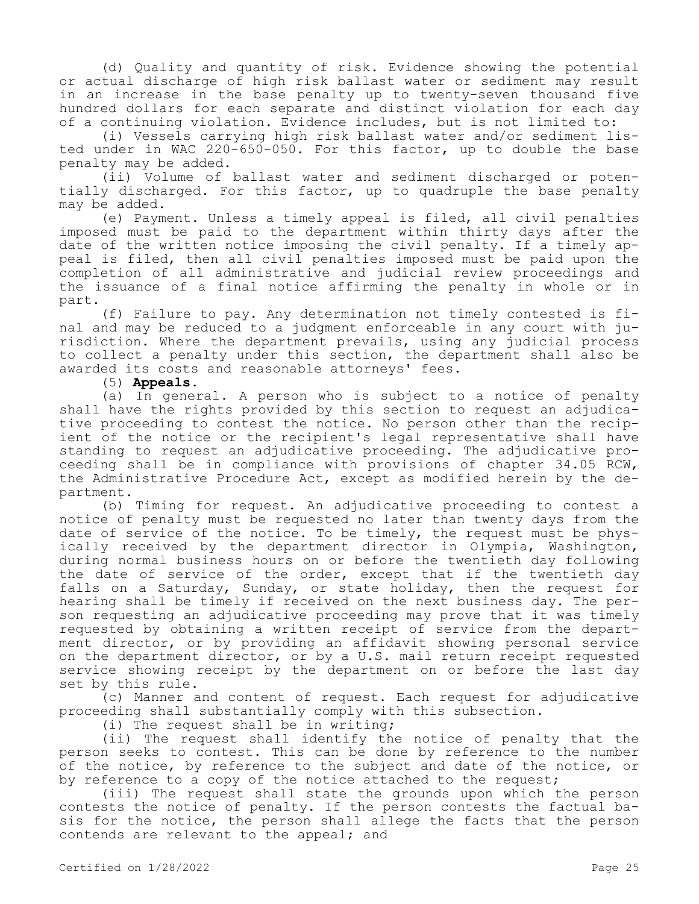(d) Quality and quantity of risk. Evidence showing the potential or actual discharge of high risk ballast water or sediment may result in an increase in the base penalty up to twenty-seven thousand five hundred dollars for each separate and distinct violation for each day of a continuing violation. Evidence includes, but is not limited to:

(i) Vessels carrying high risk ballast water and/or sediment listed under in WAC 220-650-050. For this factor, up to double the base penalty may be added.

(ii) Volume of ballast water and sediment discharged or potentially discharged. For this factor, up to quadruple the base penalty may be added.

(e) Payment. Unless a timely appeal is filed, all civil penalties imposed must be paid to the department within thirty days after the date of the written notice imposing the civil penalty. If a timely appeal is filed, then all civil penalties imposed must be paid upon the completion of all administrative and judicial review proceedings and the issuance of a final notice affirming the penalty in whole or in part.

(f) Failure to pay. Any determination not timely contested is final and may be reduced to a judgment enforceable in any court with jurisdiction. Where the department prevails, using any judicial process to collect a penalty under this section, the department shall also be awarded its costs and reasonable attorneys' fees.

(5) **Appeals.**

(a) In general. A person who is subject to a notice of penalty shall have the rights provided by this section to request an adjudicative proceeding to contest the notice. No person other than the recipient of the notice or the recipient's legal representative shall have standing to request an adjudicative proceeding. The adjudicative proceeding shall be in compliance with provisions of chapter 34.05 RCW, the Administrative Procedure Act, except as modified herein by the department.

(b) Timing for request. An adjudicative proceeding to contest a notice of penalty must be requested no later than twenty days from the date of service of the notice. To be timely, the request must be physically received by the department director in Olympia, Washington, during normal business hours on or before the twentieth day following the date of service of the order, except that if the twentieth day falls on a Saturday, Sunday, or state holiday, then the request for hearing shall be timely if received on the next business day. The person requesting an adjudicative proceeding may prove that it was timely requested by obtaining a written receipt of service from the department director, or by providing an affidavit showing personal service on the department director, or by a U.S. mail return receipt requested service showing receipt by the department on or before the last day set by this rule.

(c) Manner and content of request. Each request for adjudicative proceeding shall substantially comply with this subsection.

(i) The request shall be in writing;

(ii) The request shall identify the notice of penalty that the person seeks to contest. This can be done by reference to the number of the notice, by reference to the subject and date of the notice, or by reference to a copy of the notice attached to the request;

(iii) The request shall state the grounds upon which the person contests the notice of penalty. If the person contests the factual basis for the notice, the person shall allege the facts that the person contends are relevant to the appeal; and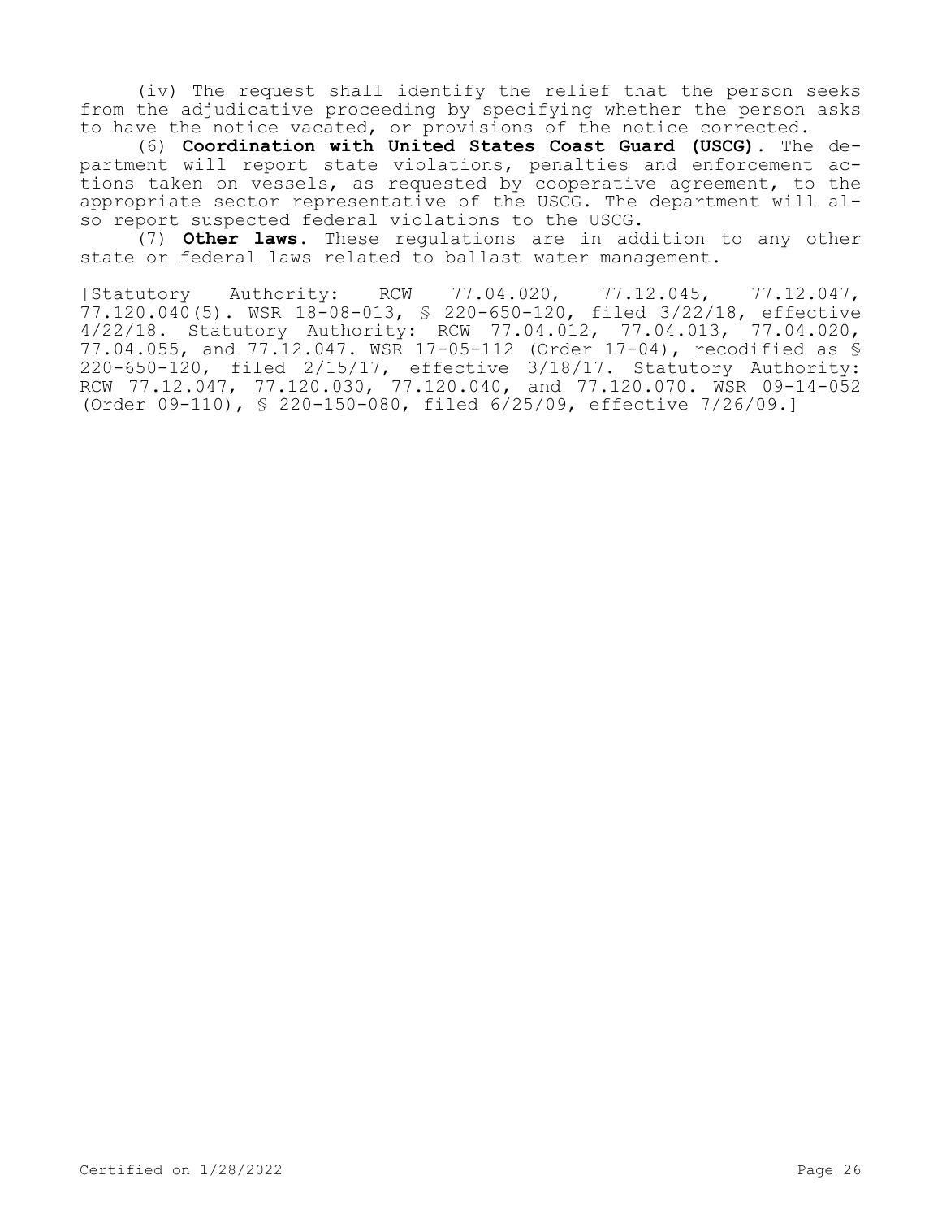(iv) The request shall identify the relief that the person seeks from the adjudicative proceeding by specifying whether the person asks to have the notice vacated, or provisions of the notice corrected.

(6) **Coordination with United States Coast Guard (USCG).** The department will report state violations, penalties and enforcement actions taken on vessels, as requested by cooperative agreement, to the appropriate sector representative of the USCG. The department will also report suspected federal violations to the USCG.

(7) **Other laws.** These regulations are in addition to any other state or federal laws related to ballast water management.

[Statutory Authority: RCW 77.04.020, 77.12.045, 77.12.047, 77.120.040(5). WSR 18-08-013, § 220-650-120, filed 3/22/18, effective 4/22/18. Statutory Authority: RCW 77.04.012, 77.04.013, 77.04.020, 77.04.055, and 77.12.047. WSR 17-05-112 (Order 17-04), recodified as § 220-650-120, filed 2/15/17, effective 3/18/17. Statutory Authority: RCW 77.12.047, 77.120.030, 77.120.040, and 77.120.070. WSR 09-14-052 (Order 09-110), § 220-150-080, filed 6/25/09, effective 7/26/09.]